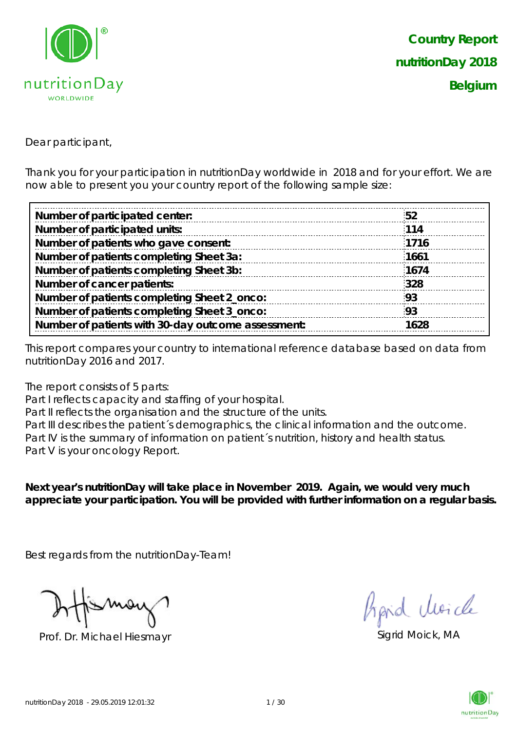**Country Report**
**nutritionDay 2018**
**Belgium**

Dear participant,

Thank you for your participation in nutritionDay worldwide in 2018 and for your effort. We are now able to present you your country report of the following sample size:

| | |
|---|---|
| **Number of participated center:** | **52** |
| **Number of participated units:** | **114** |
| **Number of patients who gave consent:** | **1716** |
| **Number of patients completing Sheet 3a:** | **1661** |
| **Number of patients completing Sheet 3b:** | **1674** |
| **Number of cancer patients:** | **328** |
| **Number of patients completing Sheet 2_onco:** | **93** |
| **Number of patients completing Sheet 3_onco:** | **93** |
| **Number of patients with 30-day outcome assessment:** | **1628** |

This report compares your country to international reference database based on data from nutritionDay 2016 and 2017.

The report consists of 5 parts:
Part I reflects capacity and staffing of your hospital.
Part II reflects the organisation and the structure of the units.
Part III describes the patient´s demographics, the clinical information and the outcome.
Part IV is the summary of information on patient´s nutrition, history and health status.
Part V is your oncology Report.

**Next year's nutritionDay will take place in November 2019. Again, we would very much appreciate your participation. You will be provided with further information on a regular basis.**

Best regards from the nutritionDay-Team!

Prof. Dr. Michael Hiesmayr

Sigrid Moick, MA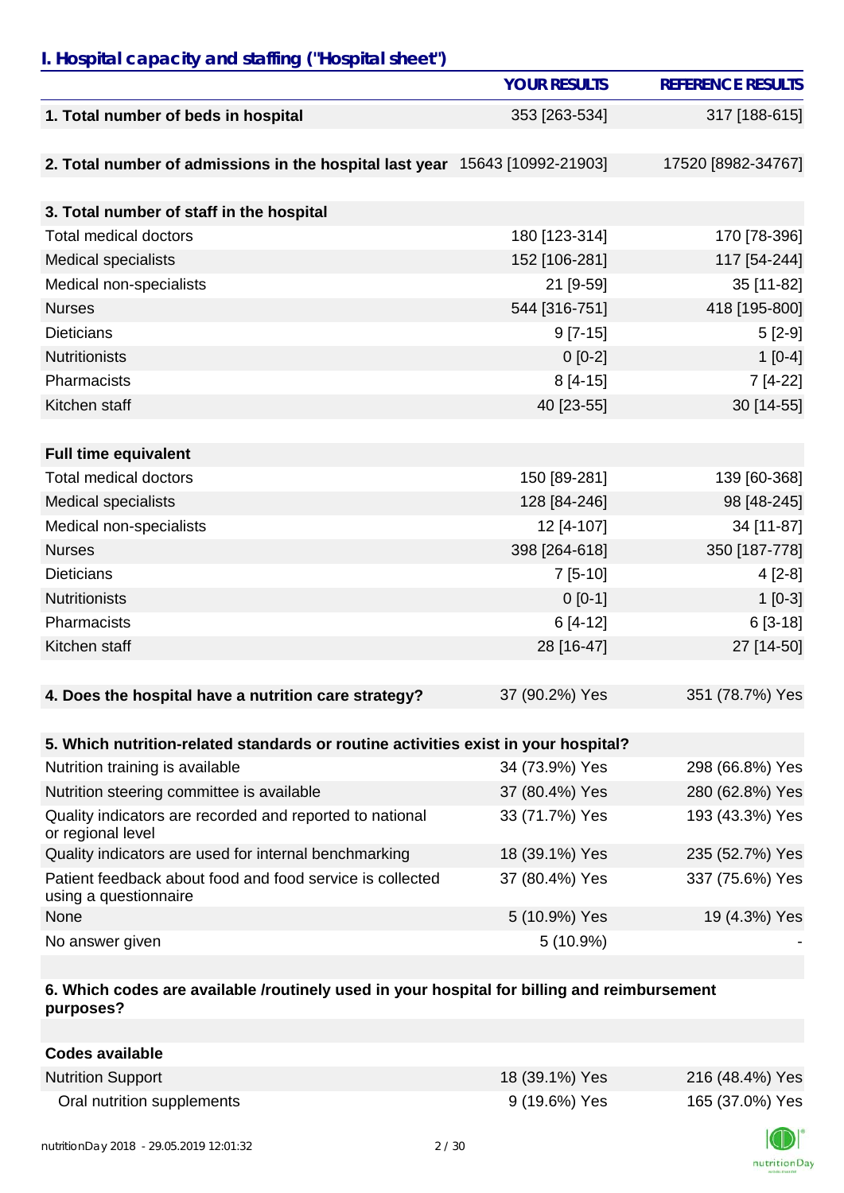## I. Hospital capacity and staffing ("Hospital sheet")

| | YOUR RESULTS | REFERENCE RESULTS |
|---|---|---|
| **1. Total number of beds in hospital** | 353 [263-534] | 317 [188-615] |
| | | |
| **2. Total number of admissions in the hospital last year** | 15643 [10992-21903] | 17520 [8982-34767] |
| | | |
| **3. Total number of staff in the hospital** | | |
| Total medical doctors | 180 [123-314] | 170 [78-396] |
| Medical specialists | 152 [106-281] | 117 [54-244] |
| Medical non-specialists | 21 [9-59] | 35 [11-82] |
| Nurses | 544 [316-751] | 418 [195-800] |
| Dieticians | 9 [7-15] | 5 [2-9] |
| Nutritionists | 0 [0-2] | 1 [0-4] |
| Pharmacists | 8 [4-15] | 7 [4-22] |
| Kitchen staff | 40 [23-55] | 30 [14-55] |
| | | |
| **Full time equivalent** | | |
| Total medical doctors | 150 [89-281] | 139 [60-368] |
| Medical specialists | 128 [84-246] | 98 [48-245] |
| Medical non-specialists | 12 [4-107] | 34 [11-87] |
| Nurses | 398 [264-618] | 350 [187-778] |
| Dieticians | 7 [5-10] | 4 [2-8] |
| Nutritionists | 0 [0-1] | 1 [0-3] |
| Pharmacists | 6 [4-12] | 6 [3-18] |
| Kitchen staff | 28 [16-47] | 27 [14-50] |
| | | |
| **4. Does the hospital have a nutrition care strategy?** | 37 (90.2%) Yes | 351 (78.7%) Yes |
| | | |
| **5. Which nutrition-related standards or routine activities exist in your hospital?** | | |
| Nutrition training is available | 34 (73.9%) Yes | 298 (66.8%) Yes |
| Nutrition steering committee is available | 37 (80.4%) Yes | 280 (62.8%) Yes |
| Quality indicators are recorded and reported to national or regional level | 33 (71.7%) Yes | 193 (43.3%) Yes |
| Quality indicators are used for internal benchmarking | 18 (39.1%) Yes | 235 (52.7%) Yes |
| Patient feedback about food and food service is collected using a questionnaire | 37 (80.4%) Yes | 337 (75.6%) Yes |
| None | 5 (10.9%) Yes | 19 (4.3%) Yes |
| No answer given | 5 (10.9%) | - |
| | | |
| **6. Which codes are available /routinely used in your hospital for billing and reimbursement purposes?** | | |
| | | |
| **Codes available** | | |
| Nutrition Support | 18 (39.1%) Yes | 216 (48.4%) Yes |
| Oral nutrition supplements | 9 (19.6%) Yes | 165 (37.0%) Yes |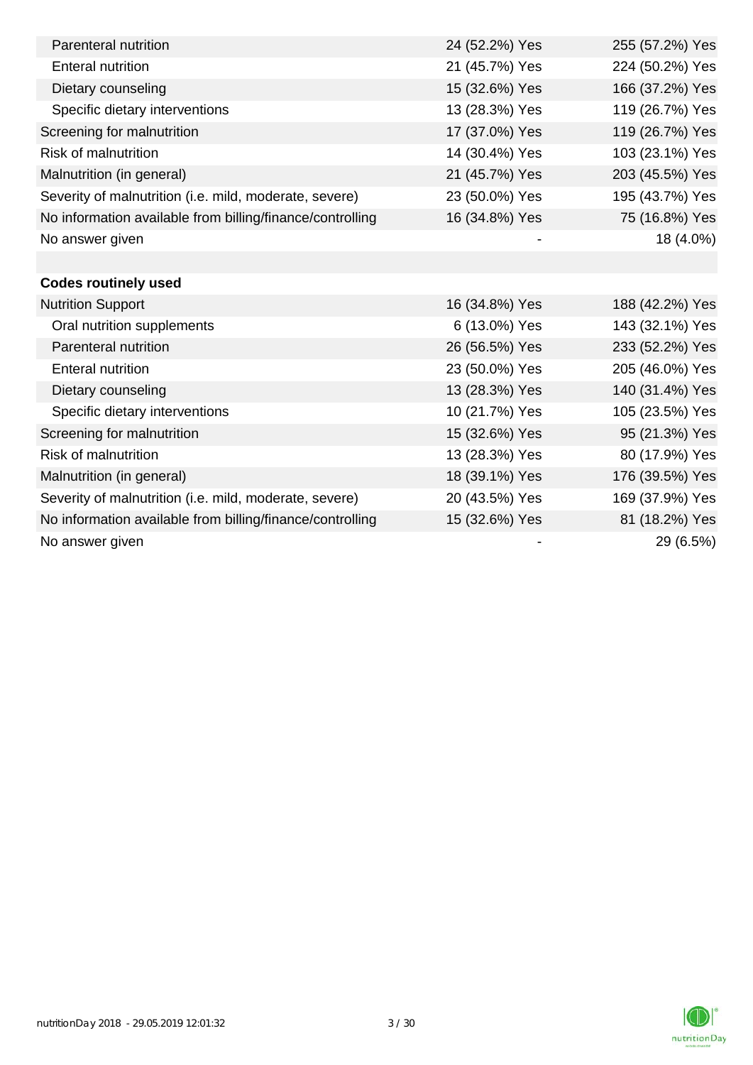| | | |
|---|---|---|
| Parenteral nutrition | 24 (52.2%) Yes | 255 (57.2%) Yes |
| Enteral nutrition | 21 (45.7%) Yes | 224 (50.2%) Yes |
| Dietary counseling | 15 (32.6%) Yes | 166 (37.2%) Yes |
| Specific dietary interventions | 13 (28.3%) Yes | 119 (26.7%) Yes |
| Screening for malnutrition | 17 (37.0%) Yes | 119 (26.7%) Yes |
| Risk of malnutrition | 14 (30.4%) Yes | 103 (23.1%) Yes |
| Malnutrition (in general) | 21 (45.7%) Yes | 203 (45.5%) Yes |
| Severity of malnutrition (i.e. mild, moderate, severe) | 23 (50.0%) Yes | 195 (43.7%) Yes |
| No information available from billing/finance/controlling | 16 (34.8%) Yes | 75 (16.8%) Yes |
| No answer given | - | 18 (4.0%) |
| | | |
| **Codes routinely used** | | |
| Nutrition Support | 16 (34.8%) Yes | 188 (42.2%) Yes |
| Oral nutrition supplements | 6 (13.0%) Yes | 143 (32.1%) Yes |
| Parenteral nutrition | 26 (56.5%) Yes | 233 (52.2%) Yes |
| Enteral nutrition | 23 (50.0%) Yes | 205 (46.0%) Yes |
| Dietary counseling | 13 (28.3%) Yes | 140 (31.4%) Yes |
| Specific dietary interventions | 10 (21.7%) Yes | 105 (23.5%) Yes |
| Screening for malnutrition | 15 (32.6%) Yes | 95 (21.3%) Yes |
| Risk of malnutrition | 13 (28.3%) Yes | 80 (17.9%) Yes |
| Malnutrition (in general) | 18 (39.1%) Yes | 176 (39.5%) Yes |
| Severity of malnutrition (i.e. mild, moderate, severe) | 20 (43.5%) Yes | 169 (37.9%) Yes |
| No information available from billing/finance/controlling | 15 (32.6%) Yes | 81 (18.2%) Yes |
| No answer given | - | 29 (6.5%) |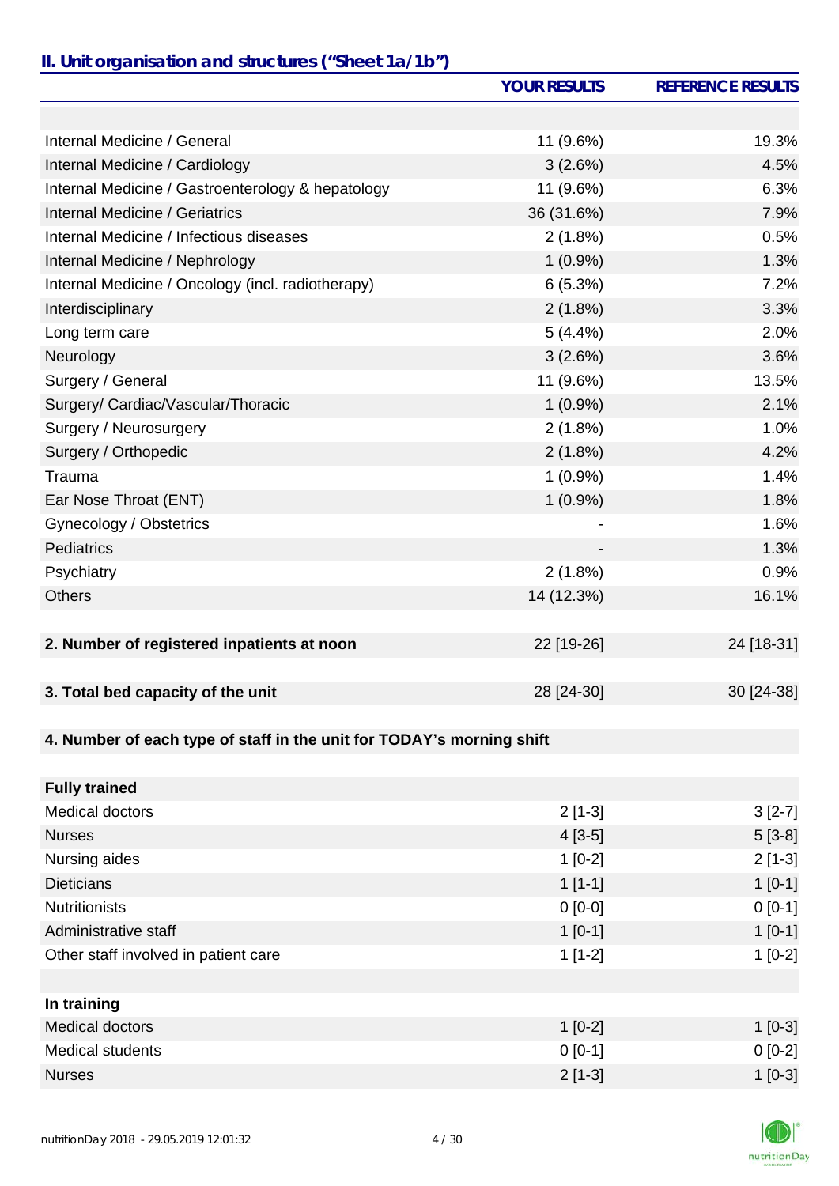## II. Unit organisation and structures ("Sheet 1a/1b")

| | YOUR RESULTS | REFERENCE RESULTS |
|---|---|---|
| | | |
| Internal Medicine / General | 11 (9.6%) | 19.3% |
| Internal Medicine / Cardiology | 3 (2.6%) | 4.5% |
| Internal Medicine / Gastroenterology & hepatology | 11 (9.6%) | 6.3% |
| Internal Medicine / Geriatrics | 36 (31.6%) | 7.9% |
| Internal Medicine / Infectious diseases | 2 (1.8%) | 0.5% |
| Internal Medicine / Nephrology | 1 (0.9%) | 1.3% |
| Internal Medicine / Oncology (incl. radiotherapy) | 6 (5.3%) | 7.2% |
| Interdisciplinary | 2 (1.8%) | 3.3% |
| Long term care | 5 (4.4%) | 2.0% |
| Neurology | 3 (2.6%) | 3.6% |
| Surgery / General | 11 (9.6%) | 13.5% |
| Surgery/ Cardiac/Vascular/Thoracic | 1 (0.9%) | 2.1% |
| Surgery / Neurosurgery | 2 (1.8%) | 1.0% |
| Surgery / Orthopedic | 2 (1.8%) | 4.2% |
| Trauma | 1 (0.9%) | 1.4% |
| Ear Nose Throat (ENT) | 1 (0.9%) | 1.8% |
| Gynecology / Obstetrics | - | 1.6% |
| Pediatrics | - | 1.3% |
| Psychiatry | 2 (1.8%) | 0.9% |
| Others | 14 (12.3%) | 16.1% |
| | | |
| **2. Number of registered inpatients at noon** | 22 [19-26] | 24 [18-31] |
| | | |
| **3. Total bed capacity of the unit** | 28 [24-30] | 30 [24-38] |
| | | |
| **4. Number of each type of staff in the unit for TODAY's morning shift** | | |
| | | |
| **Fully trained** | | |
| Medical doctors | 2 [1-3] | 3 [2-7] |
| Nurses | 4 [3-5] | 5 [3-8] |
| Nursing aides | 1 [0-2] | 2 [1-3] |
| Dieticians | 1 [1-1] | 1 [0-1] |
| Nutritionists | 0 [0-0] | 0 [0-1] |
| Administrative staff | 1 [0-1] | 1 [0-1] |
| Other staff involved in patient care | 1 [1-2] | 1 [0-2] |
| | | |
| **In training** | | |
| Medical doctors | 1 [0-2] | 1 [0-3] |
| Medical students | 0 [0-1] | 0 [0-2] |
| Nurses | 2 [1-3] | 1 [0-3] |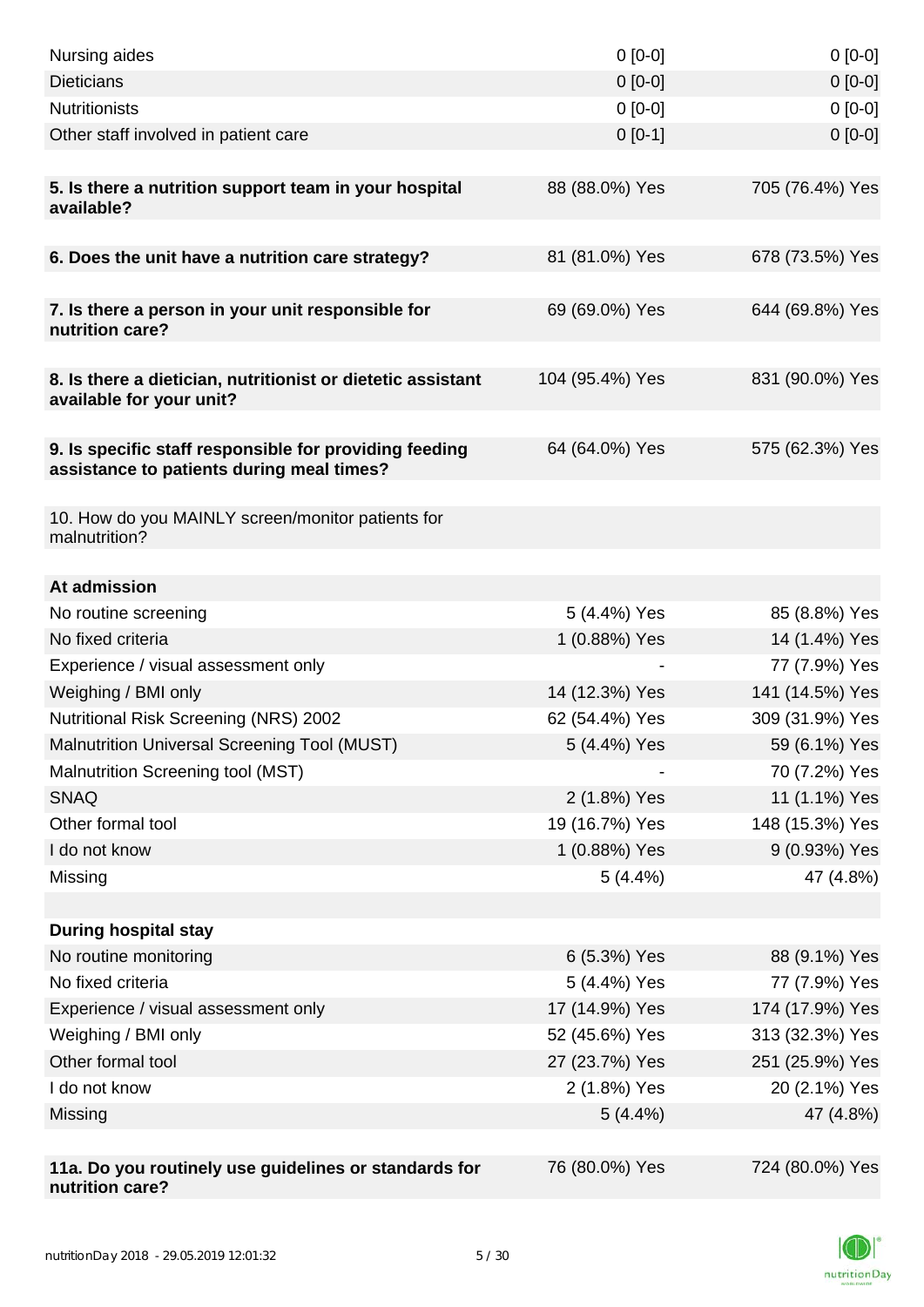| | | |
|---|---|---|
| Nursing aides | 0 [0-0] | 0 [0-0] |
| Dieticians | 0 [0-0] | 0 [0-0] |
| Nutritionists | 0 [0-0] | 0 [0-0] |
| Other staff involved in patient care | 0 [0-1] | 0 [0-0] |
| | | |
| **5. Is there a nutrition support team in your hospital available?** | 88 (88.0%) Yes | 705 (76.4%) Yes |
| | | |
| **6. Does the unit have a nutrition care strategy?** | 81 (81.0%) Yes | 678 (73.5%) Yes |
| | | |
| **7. Is there a person in your unit responsible for nutrition care?** | 69 (69.0%) Yes | 644 (69.8%) Yes |
| | | |
| **8. Is there a dietician, nutritionist or dietetic assistant available for your unit?** | 104 (95.4%) Yes | 831 (90.0%) Yes |
| | | |
| **9. Is specific staff responsible for providing feeding assistance to patients during meal times?** | 64 (64.0%) Yes | 575 (62.3%) Yes |
| | | |
| 10. How do you MAINLY screen/monitor patients for malnutrition? | | |
| | | |
| **At admission** | | |
| No routine screening | 5 (4.4%) Yes | 85 (8.8%) Yes |
| No fixed criteria | 1 (0.88%) Yes | 14 (1.4%) Yes |
| Experience / visual assessment only | - | 77 (7.9%) Yes |
| Weighing / BMI only | 14 (12.3%) Yes | 141 (14.5%) Yes |
| Nutritional Risk Screening (NRS) 2002 | 62 (54.4%) Yes | 309 (31.9%) Yes |
| Malnutrition Universal Screening Tool (MUST) | 5 (4.4%) Yes | 59 (6.1%) Yes |
| Malnutrition Screening tool (MST) | - | 70 (7.2%) Yes |
| SNAQ | 2 (1.8%) Yes | 11 (1.1%) Yes |
| Other formal tool | 19 (16.7%) Yes | 148 (15.3%) Yes |
| I do not know | 1 (0.88%) Yes | 9 (0.93%) Yes |
| Missing | 5 (4.4%) | 47 (4.8%) |
| | | |
| **During hospital stay** | | |
| No routine monitoring | 6 (5.3%) Yes | 88 (9.1%) Yes |
| No fixed criteria | 5 (4.4%) Yes | 77 (7.9%) Yes |
| Experience / visual assessment only | 17 (14.9%) Yes | 174 (17.9%) Yes |
| Weighing / BMI only | 52 (45.6%) Yes | 313 (32.3%) Yes |
| Other formal tool | 27 (23.7%) Yes | 251 (25.9%) Yes |
| I do not know | 2 (1.8%) Yes | 20 (2.1%) Yes |
| Missing | 5 (4.4%) | 47 (4.8%) |
| | | |
| **11a. Do you routinely use guidelines or standards for nutrition care?** | 76 (80.0%) Yes | 724 (80.0%) Yes |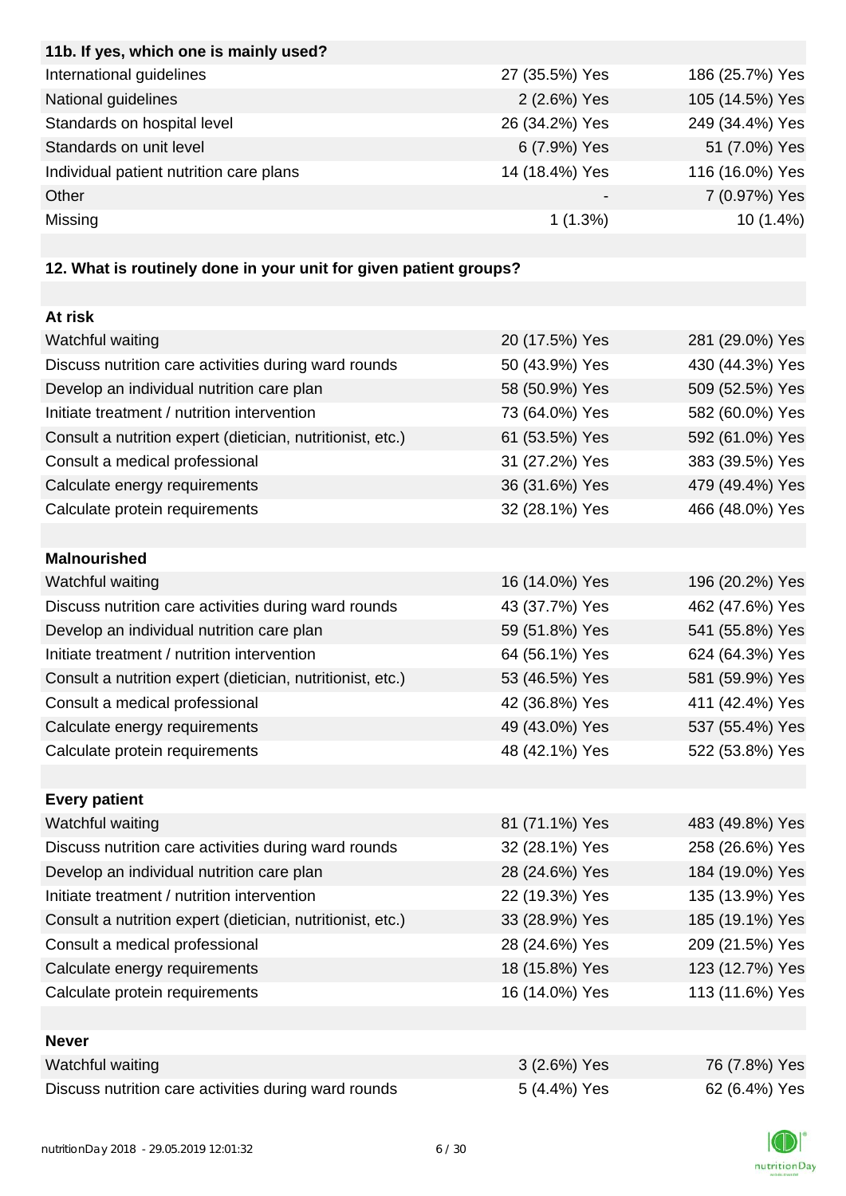| 11b. If yes, which one is mainly used? | | |
|---|---|---|
| International guidelines | 27 (35.5%) Yes | 186 (25.7%) Yes |
| National guidelines | 2 (2.6%) Yes | 105 (14.5%) Yes |
| Standards on hospital level | 26 (34.2%) Yes | 249 (34.4%) Yes |
| Standards on unit level | 6 (7.9%) Yes | 51 (7.0%) Yes |
| Individual patient nutrition care plans | 14 (18.4%) Yes | 116 (16.0%) Yes |
| Other | - | 7 (0.97%) Yes |
| Missing | 1 (1.3%) | 10 (1.4%) |

**12. What is routinely done in your unit for given patient groups?**

| | | |
|---|---|---|
| **At risk** | | |
| Watchful waiting | 20 (17.5%) Yes | 281 (29.0%) Yes |
| Discuss nutrition care activities during ward rounds | 50 (43.9%) Yes | 430 (44.3%) Yes |
| Develop an individual nutrition care plan | 58 (50.9%) Yes | 509 (52.5%) Yes |
| Initiate treatment / nutrition intervention | 73 (64.0%) Yes | 582 (60.0%) Yes |
| Consult a nutrition expert (dietician, nutritionist, etc.) | 61 (53.5%) Yes | 592 (61.0%) Yes |
| Consult a medical professional | 31 (27.2%) Yes | 383 (39.5%) Yes |
| Calculate energy requirements | 36 (31.6%) Yes | 479 (49.4%) Yes |
| Calculate protein requirements | 32 (28.1%) Yes | 466 (48.0%) Yes |
| **Malnourished** | | |
| Watchful waiting | 16 (14.0%) Yes | 196 (20.2%) Yes |
| Discuss nutrition care activities during ward rounds | 43 (37.7%) Yes | 462 (47.6%) Yes |
| Develop an individual nutrition care plan | 59 (51.8%) Yes | 541 (55.8%) Yes |
| Initiate treatment / nutrition intervention | 64 (56.1%) Yes | 624 (64.3%) Yes |
| Consult a nutrition expert (dietician, nutritionist, etc.) | 53 (46.5%) Yes | 581 (59.9%) Yes |
| Consult a medical professional | 42 (36.8%) Yes | 411 (42.4%) Yes |
| Calculate energy requirements | 49 (43.0%) Yes | 537 (55.4%) Yes |
| Calculate protein requirements | 48 (42.1%) Yes | 522 (53.8%) Yes |
| **Every patient** | | |
| Watchful waiting | 81 (71.1%) Yes | 483 (49.8%) Yes |
| Discuss nutrition care activities during ward rounds | 32 (28.1%) Yes | 258 (26.6%) Yes |
| Develop an individual nutrition care plan | 28 (24.6%) Yes | 184 (19.0%) Yes |
| Initiate treatment / nutrition intervention | 22 (19.3%) Yes | 135 (13.9%) Yes |
| Consult a nutrition expert (dietician, nutritionist, etc.) | 33 (28.9%) Yes | 185 (19.1%) Yes |
| Consult a medical professional | 28 (24.6%) Yes | 209 (21.5%) Yes |
| Calculate energy requirements | 18 (15.8%) Yes | 123 (12.7%) Yes |
| Calculate protein requirements | 16 (14.0%) Yes | 113 (11.6%) Yes |
| **Never** | | |
| Watchful waiting | 3 (2.6%) Yes | 76 (7.8%) Yes |
| Discuss nutrition care activities during ward rounds | 5 (4.4%) Yes | 62 (6.4%) Yes |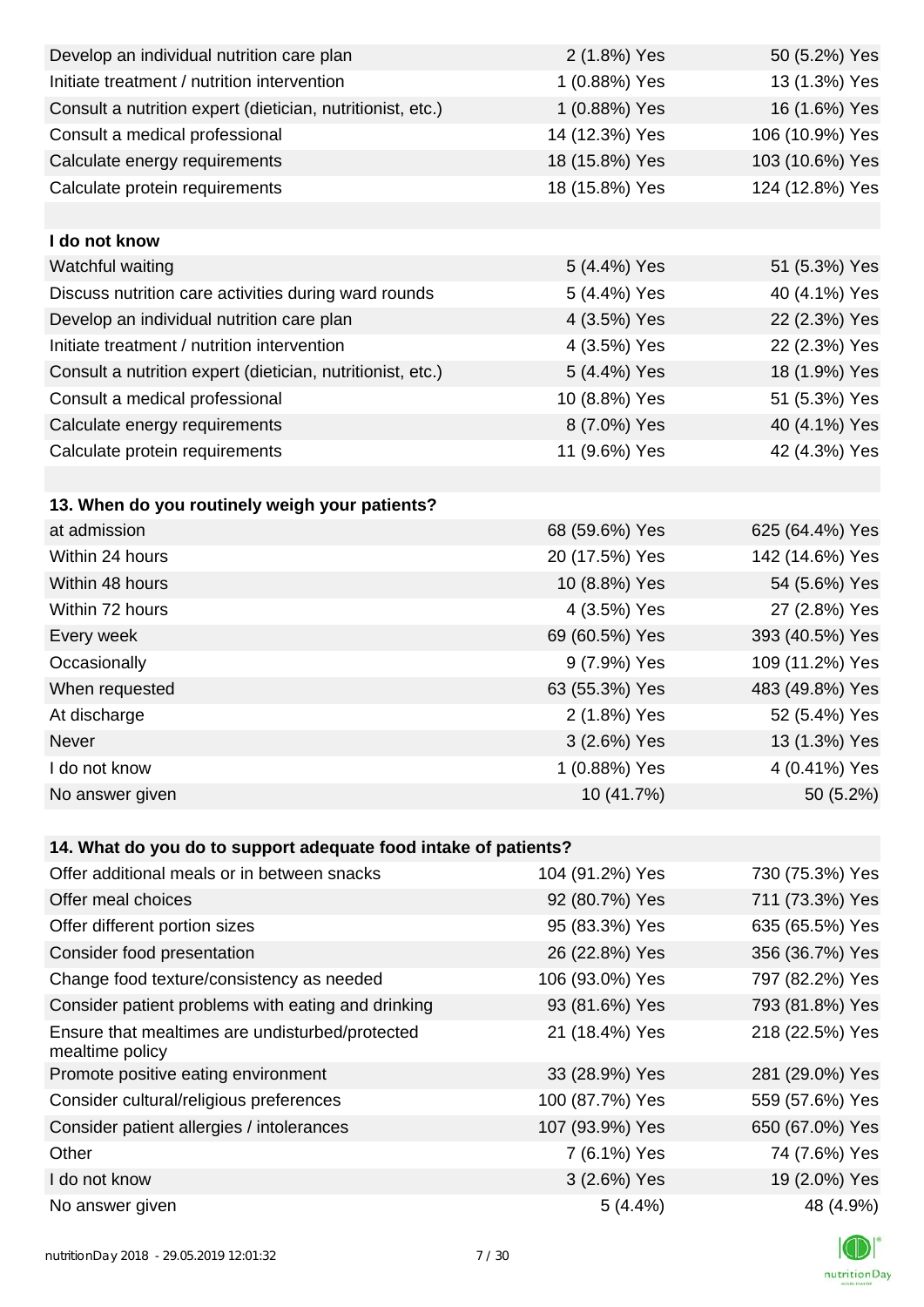| | | |
|---|---|---|
| Develop an individual nutrition care plan | 2 (1.8%) Yes | 50 (5.2%) Yes |
| Initiate treatment / nutrition intervention | 1 (0.88%) Yes | 13 (1.3%) Yes |
| Consult a nutrition expert (dietician, nutritionist, etc.) | 1 (0.88%) Yes | 16 (1.6%) Yes |
| Consult a medical professional | 14 (12.3%) Yes | 106 (10.9%) Yes |
| Calculate energy requirements | 18 (15.8%) Yes | 103 (10.6%) Yes |
| Calculate protein requirements | 18 (15.8%) Yes | 124 (12.8%) Yes |
| | | |
| **I do not know** | | |
| Watchful waiting | 5 (4.4%) Yes | 51 (5.3%) Yes |
| Discuss nutrition care activities during ward rounds | 5 (4.4%) Yes | 40 (4.1%) Yes |
| Develop an individual nutrition care plan | 4 (3.5%) Yes | 22 (2.3%) Yes |
| Initiate treatment / nutrition intervention | 4 (3.5%) Yes | 22 (2.3%) Yes |
| Consult a nutrition expert (dietician, nutritionist, etc.) | 5 (4.4%) Yes | 18 (1.9%) Yes |
| Consult a medical professional | 10 (8.8%) Yes | 51 (5.3%) Yes |
| Calculate energy requirements | 8 (7.0%) Yes | 40 (4.1%) Yes |
| Calculate protein requirements | 11 (9.6%) Yes | 42 (4.3%) Yes |

| **13. When do you routinely weigh your patients?** | | |
|---|---|---|
| at admission | 68 (59.6%) Yes | 625 (64.4%) Yes |
| Within 24 hours | 20 (17.5%) Yes | 142 (14.6%) Yes |
| Within 48 hours | 10 (8.8%) Yes | 54 (5.6%) Yes |
| Within 72 hours | 4 (3.5%) Yes | 27 (2.8%) Yes |
| Every week | 69 (60.5%) Yes | 393 (40.5%) Yes |
| Occasionally | 9 (7.9%) Yes | 109 (11.2%) Yes |
| When requested | 63 (55.3%) Yes | 483 (49.8%) Yes |
| At discharge | 2 (1.8%) Yes | 52 (5.4%) Yes |
| Never | 3 (2.6%) Yes | 13 (1.3%) Yes |
| I do not know | 1 (0.88%) Yes | 4 (0.41%) Yes |
| No answer given | 10 (41.7%) | 50 (5.2%) |

| **14. What do you do to support adequate food intake of patients?** | | |
|---|---|---|
| Offer additional meals or in between snacks | 104 (91.2%) Yes | 730 (75.3%) Yes |
| Offer meal choices | 92 (80.7%) Yes | 711 (73.3%) Yes |
| Offer different portion sizes | 95 (83.3%) Yes | 635 (65.5%) Yes |
| Consider food presentation | 26 (22.8%) Yes | 356 (36.7%) Yes |
| Change food texture/consistency as needed | 106 (93.0%) Yes | 797 (82.2%) Yes |
| Consider patient problems with eating and drinking | 93 (81.6%) Yes | 793 (81.8%) Yes |
| Ensure that mealtimes are undisturbed/protected mealtime policy | 21 (18.4%) Yes | 218 (22.5%) Yes |
| Promote positive eating environment | 33 (28.9%) Yes | 281 (29.0%) Yes |
| Consider cultural/religious preferences | 100 (87.7%) Yes | 559 (57.6%) Yes |
| Consider patient allergies / intolerances | 107 (93.9%) Yes | 650 (67.0%) Yes |
| Other | 7 (6.1%) Yes | 74 (7.6%) Yes |
| I do not know | 3 (2.6%) Yes | 19 (2.0%) Yes |
| No answer given | 5 (4.4%) | 48 (4.9%) |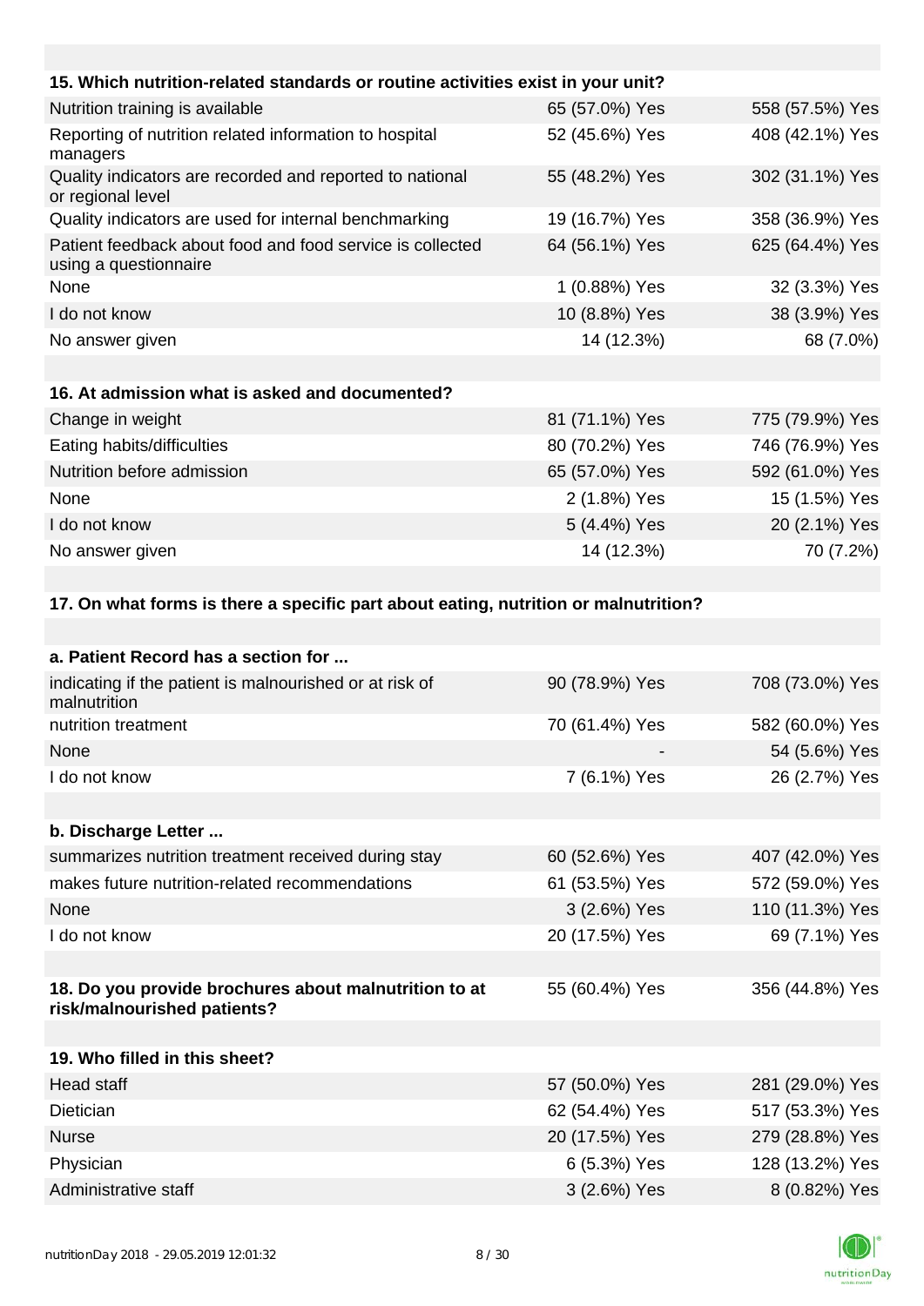| 15. Which nutrition-related standards or routine activities exist in your unit? | | |
|---|---|---|
| Nutrition training is available | 65 (57.0%) Yes | 558 (57.5%) Yes |
| Reporting of nutrition related information to hospital managers | 52 (45.6%) Yes | 408 (42.1%) Yes |
| Quality indicators are recorded and reported to national or regional level | 55 (48.2%) Yes | 302 (31.1%) Yes |
| Quality indicators are used for internal benchmarking | 19 (16.7%) Yes | 358 (36.9%) Yes |
| Patient feedback about food and food service is collected using a questionnaire | 64 (56.1%) Yes | 625 (64.4%) Yes |
| None | 1 (0.88%) Yes | 32 (3.3%) Yes |
| I do not know | 10 (8.8%) Yes | 38 (3.9%) Yes |
| No answer given | 14 (12.3%) | 68 (7.0%) |

| 16. At admission what is asked and documented? | | |
|---|---|---|
| Change in weight | 81 (71.1%) Yes | 775 (79.9%) Yes |
| Eating habits/difficulties | 80 (70.2%) Yes | 746 (76.9%) Yes |
| Nutrition before admission | 65 (57.0%) Yes | 592 (61.0%) Yes |
| None | 2 (1.8%) Yes | 15 (1.5%) Yes |
| I do not know | 5 (4.4%) Yes | 20 (2.1%) Yes |
| No answer given | 14 (12.3%) | 70 (7.2%) |

**17. On what forms is there a specific part about eating, nutrition or malnutrition?**

| a. Patient Record has a section for ... | | |
|---|---|---|
| indicating if the patient is malnourished or at risk of malnutrition | 90 (78.9%) Yes | 708 (73.0%) Yes |
| nutrition treatment | 70 (61.4%) Yes | 582 (60.0%) Yes |
| None | - | 54 (5.6%) Yes |
| I do not know | 7 (6.1%) Yes | 26 (2.7%) Yes |

| b. Discharge Letter ... | | |
|---|---|---|
| summarizes nutrition treatment received during stay | 60 (52.6%) Yes | 407 (42.0%) Yes |
| makes future nutrition-related recommendations | 61 (53.5%) Yes | 572 (59.0%) Yes |
| None | 3 (2.6%) Yes | 110 (11.3%) Yes |
| I do not know | 20 (17.5%) Yes | 69 (7.1%) Yes |

| 18. Do you provide brochures about malnutrition to at risk/malnourished patients? | 55 (60.4%) Yes | 356 (44.8%) Yes |
|---|---|---|

| 19. Who filled in this sheet? | | |
|---|---|---|
| Head staff | 57 (50.0%) Yes | 281 (29.0%) Yes |
| Dietician | 62 (54.4%) Yes | 517 (53.3%) Yes |
| Nurse | 20 (17.5%) Yes | 279 (28.8%) Yes |
| Physician | 6 (5.3%) Yes | 128 (13.2%) Yes |
| Administrative staff | 3 (2.6%) Yes | 8 (0.82%) Yes |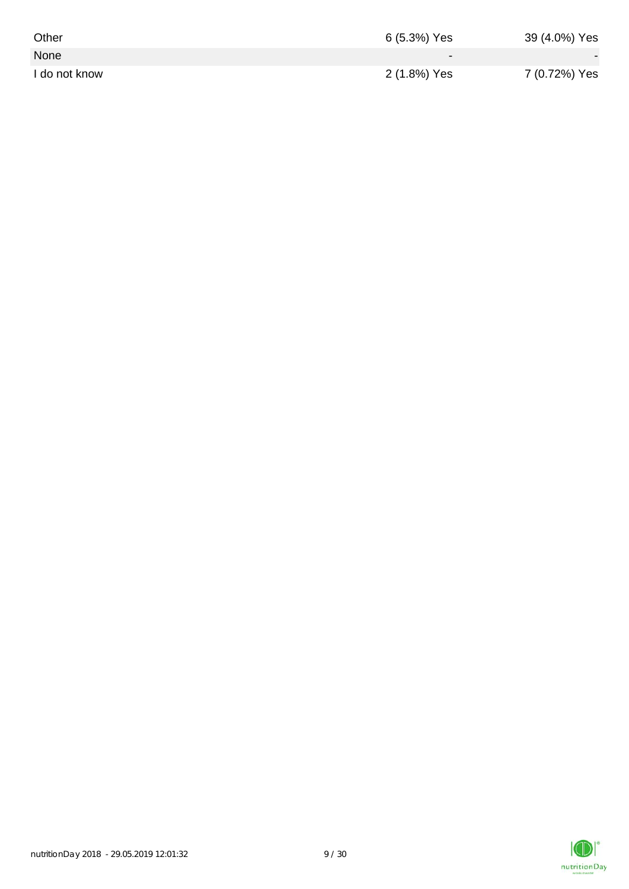| | | |
|---|---|---|
| Other | 6 (5.3%) Yes | 39 (4.0%) Yes |
| None | - | - |
| I do not know | 2 (1.8%) Yes | 7 (0.72%) Yes |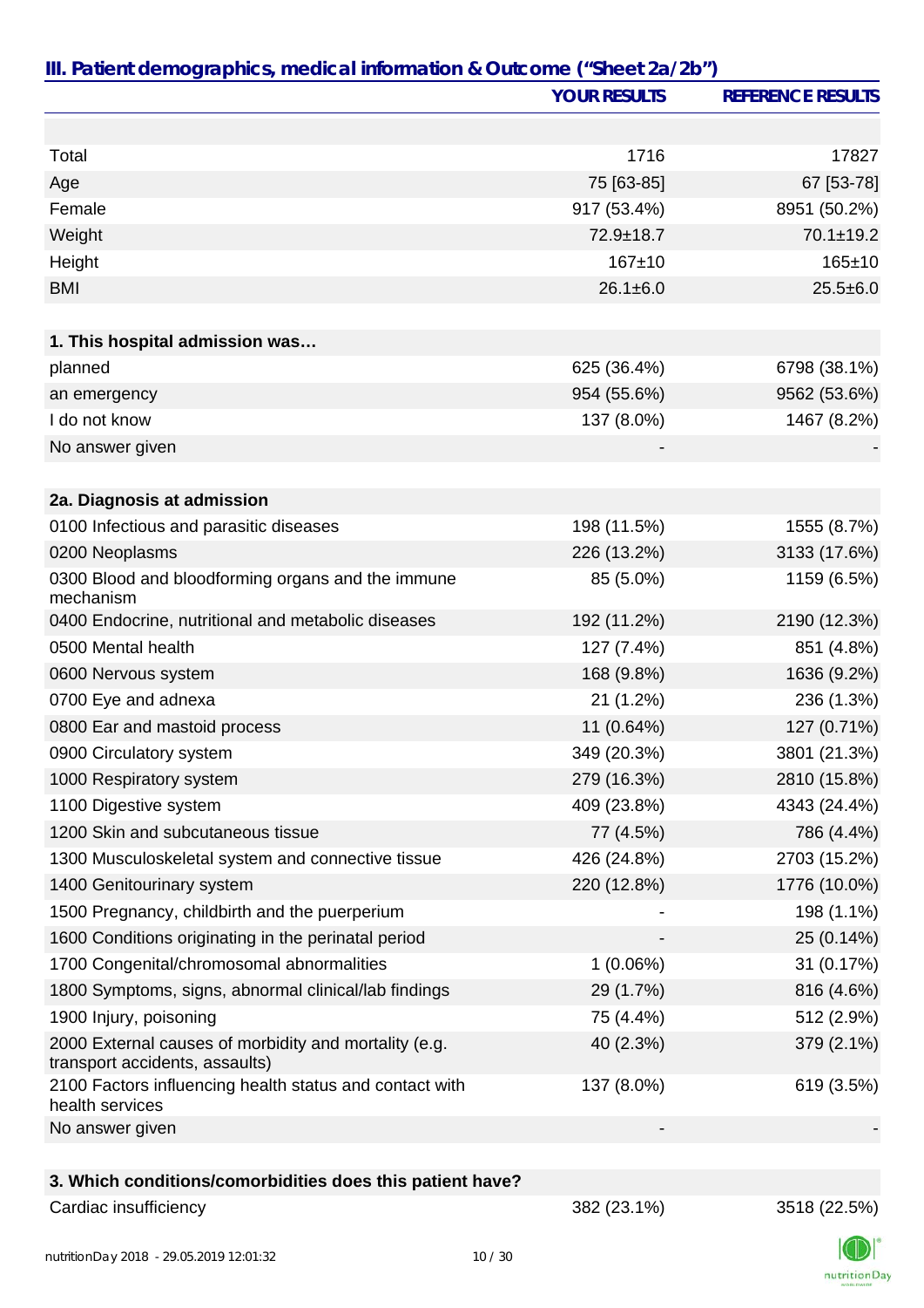## III. Patient demographics, medical information & Outcome ("Sheet 2a/2b")

| | YOUR RESULTS | REFERENCE RESULTS |
|---|---|---|
| Total | 1716 | 17827 |
| Age | 75 [63-85] | 67 [53-78] |
| Female | 917 (53.4%) | 8951 (50.2%) |
| Weight | 72.9±18.7 | 70.1±19.2 |
| Height | 167±10 | 165±10 |
| BMI | 26.1±6.0 | 25.5±6.0 |
| **1. This hospital admission was…** | | |
| planned | 625 (36.4%) | 6798 (38.1%) |
| an emergency | 954 (55.6%) | 9562 (53.6%) |
| I do not know | 137 (8.0%) | 1467 (8.2%) |
| No answer given | - | - |
| **2a. Diagnosis at admission** | | |
| 0100 Infectious and parasitic diseases | 198 (11.5%) | 1555 (8.7%) |
| 0200 Neoplasms | 226 (13.2%) | 3133 (17.6%) |
| 0300 Blood and bloodforming organs and the immune mechanism | 85 (5.0%) | 1159 (6.5%) |
| 0400 Endocrine, nutritional and metabolic diseases | 192 (11.2%) | 2190 (12.3%) |
| 0500 Mental health | 127 (7.4%) | 851 (4.8%) |
| 0600 Nervous system | 168 (9.8%) | 1636 (9.2%) |
| 0700 Eye and adnexa | 21 (1.2%) | 236 (1.3%) |
| 0800 Ear and mastoid process | 11 (0.64%) | 127 (0.71%) |
| 0900 Circulatory system | 349 (20.3%) | 3801 (21.3%) |
| 1000 Respiratory system | 279 (16.3%) | 2810 (15.8%) |
| 1100 Digestive system | 409 (23.8%) | 4343 (24.4%) |
| 1200 Skin and subcutaneous tissue | 77 (4.5%) | 786 (4.4%) |
| 1300 Musculoskeletal system and connective tissue | 426 (24.8%) | 2703 (15.2%) |
| 1400 Genitourinary system | 220 (12.8%) | 1776 (10.0%) |
| 1500 Pregnancy, childbirth and the puerperium | - | 198 (1.1%) |
| 1600 Conditions originating in the perinatal period | - | 25 (0.14%) |
| 1700 Congenital/chromosomal abnormalities | 1 (0.06%) | 31 (0.17%) |
| 1800 Symptoms, signs, abnormal clinical/lab findings | 29 (1.7%) | 816 (4.6%) |
| 1900 Injury, poisoning | 75 (4.4%) | 512 (2.9%) |
| 2000 External causes of morbidity and mortality (e.g. transport accidents, assaults) | 40 (2.3%) | 379 (2.1%) |
| 2100 Factors influencing health status and contact with health services | 137 (8.0%) | 619 (3.5%) |
| No answer given | - | - |
| **3. Which conditions/comorbidities does this patient have?** | | |
| Cardiac insufficiency | 382 (23.1%) | 3518 (22.5%) |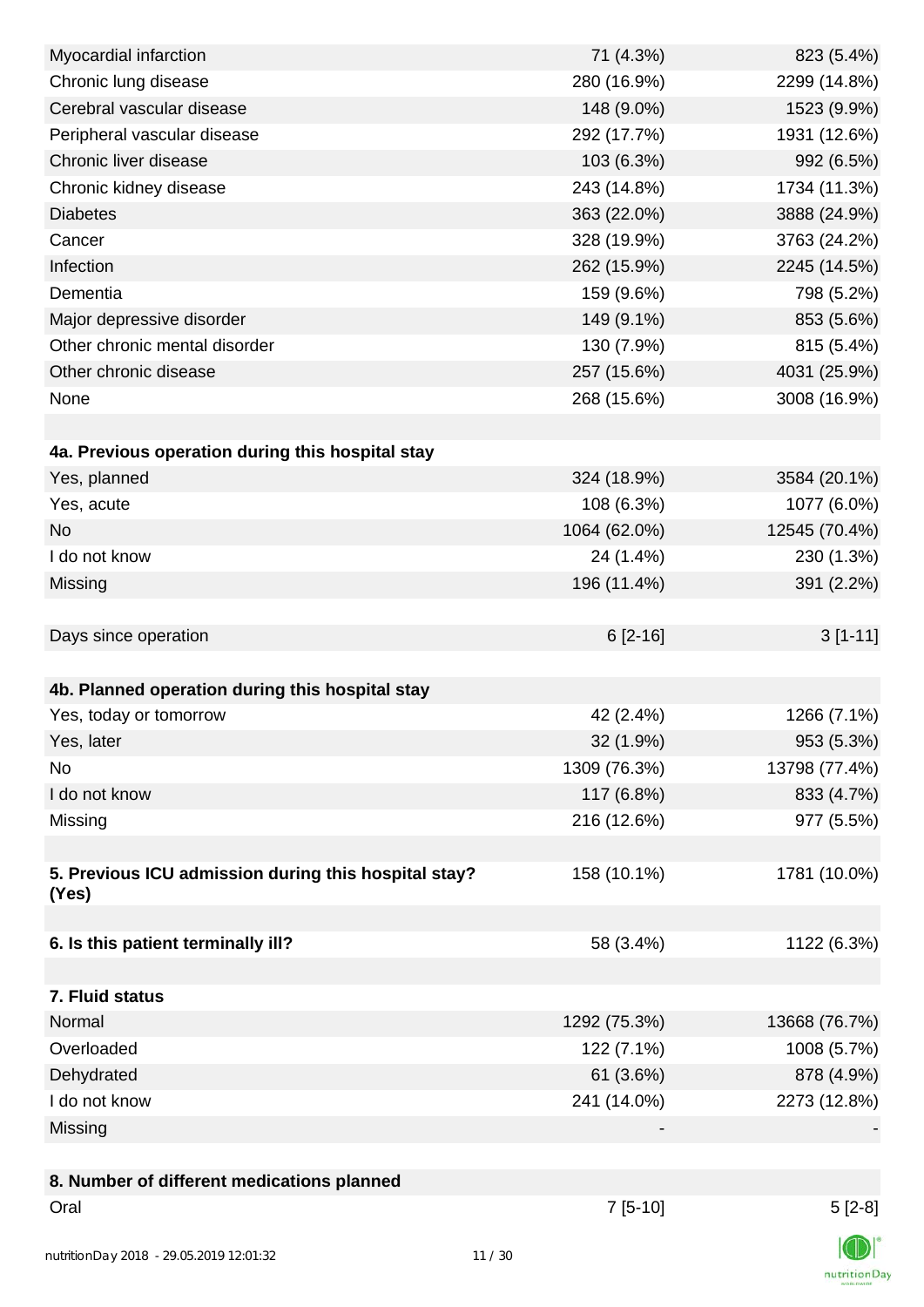| | | |
|---|---|---|
| Myocardial infarction | 71 (4.3%) | 823 (5.4%) |
| Chronic lung disease | 280 (16.9%) | 2299 (14.8%) |
| Cerebral vascular disease | 148 (9.0%) | 1523 (9.9%) |
| Peripheral vascular disease | 292 (17.7%) | 1931 (12.6%) |
| Chronic liver disease | 103 (6.3%) | 992 (6.5%) |
| Chronic kidney disease | 243 (14.8%) | 1734 (11.3%) |
| Diabetes | 363 (22.0%) | 3888 (24.9%) |
| Cancer | 328 (19.9%) | 3763 (24.2%) |
| Infection | 262 (15.9%) | 2245 (14.5%) |
| Dementia | 159 (9.6%) | 798 (5.2%) |
| Major depressive disorder | 149 (9.1%) | 853 (5.6%) |
| Other chronic mental disorder | 130 (7.9%) | 815 (5.4%) |
| Other chronic disease | 257 (15.6%) | 4031 (25.9%) |
| None | 268 (15.6%) | 3008 (16.9%) |
| | | |
| **4a. Previous operation during this hospital stay** | | |
| Yes, planned | 324 (18.9%) | 3584 (20.1%) |
| Yes, acute | 108 (6.3%) | 1077 (6.0%) |
| No | 1064 (62.0%) | 12545 (70.4%) |
| I do not know | 24 (1.4%) | 230 (1.3%) |
| Missing | 196 (11.4%) | 391 (2.2%) |
| | | |
| Days since operation | 6 [2-16] | 3 [1-11] |
| | | |
| **4b. Planned operation during this hospital stay** | | |
| Yes, today or tomorrow | 42 (2.4%) | 1266 (7.1%) |
| Yes, later | 32 (1.9%) | 953 (5.3%) |
| No | 1309 (76.3%) | 13798 (77.4%) |
| I do not know | 117 (6.8%) | 833 (4.7%) |
| Missing | 216 (12.6%) | 977 (5.5%) |
| | | |
| **5. Previous ICU admission during this hospital stay? (Yes)** | 158 (10.1%) | 1781 (10.0%) |
| | | |
| **6. Is this patient terminally ill?** | 58 (3.4%) | 1122 (6.3%) |
| | | |
| **7. Fluid status** | | |
| Normal | 1292 (75.3%) | 13668 (76.7%) |
| Overloaded | 122 (7.1%) | 1008 (5.7%) |
| Dehydrated | 61 (3.6%) | 878 (4.9%) |
| I do not know | 241 (14.0%) | 2273 (12.8%) |
| Missing | - | - |
| | | |
| **8. Number of different medications planned** | | |
| Oral | 7 [5-10] | 5 [2-8] |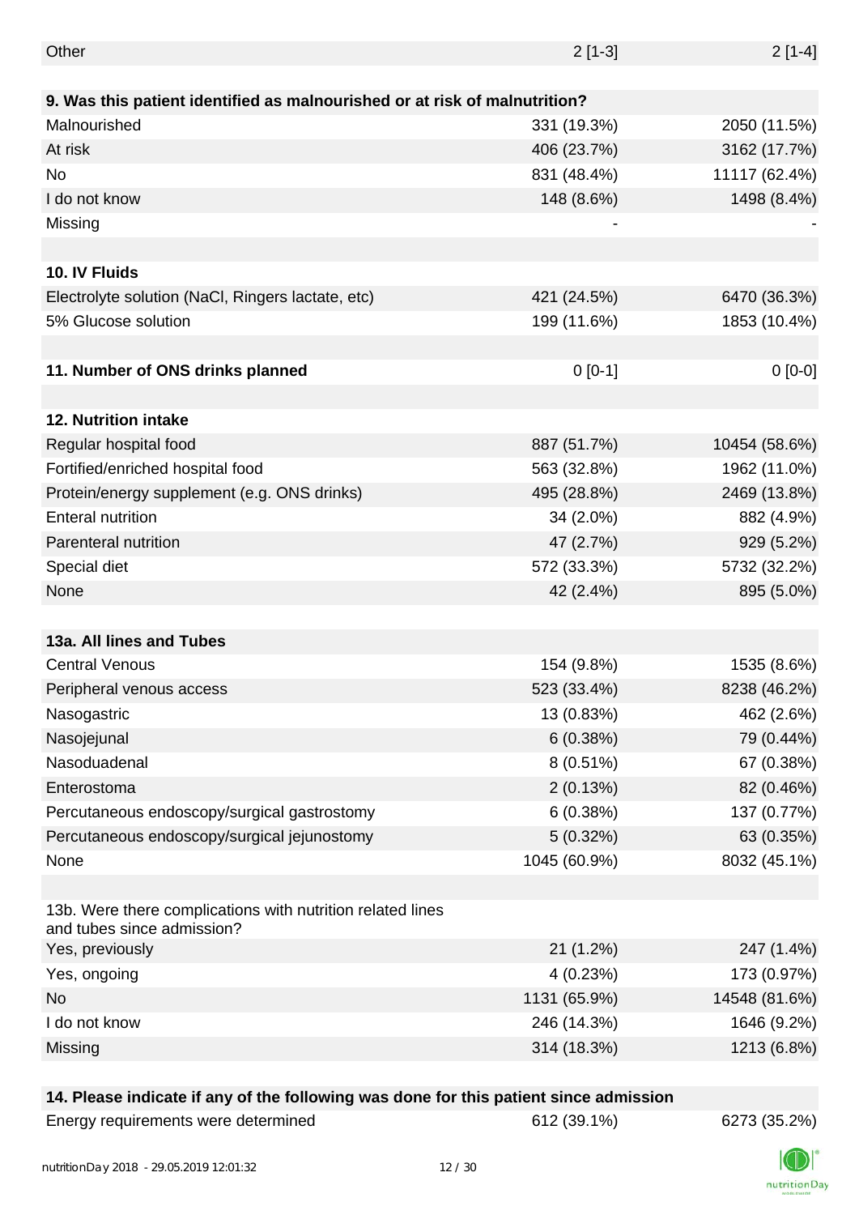| | | |
|---|---|---|
| Other | 2 [1-3] | 2 [1-4] |
| | | |
| **9. Was this patient identified as malnourished or at risk of malnutrition?** | | |
| Malnourished | 331 (19.3%) | 2050 (11.5%) |
| At risk | 406 (23.7%) | 3162 (17.7%) |
| No | 831 (48.4%) | 11117 (62.4%) |
| I do not know | 148 (8.6%) | 1498 (8.4%) |
| Missing | - | - |
| | | |
| **10. IV Fluids** | | |
| Electrolyte solution (NaCl, Ringers lactate, etc) | 421 (24.5%) | 6470 (36.3%) |
| 5% Glucose solution | 199 (11.6%) | 1853 (10.4%) |
| | | |
| **11. Number of ONS drinks planned** | 0 [0-1] | 0 [0-0] |
| | | |
| **12. Nutrition intake** | | |
| Regular hospital food | 887 (51.7%) | 10454 (58.6%) |
| Fortified/enriched hospital food | 563 (32.8%) | 1962 (11.0%) |
| Protein/energy supplement (e.g. ONS drinks) | 495 (28.8%) | 2469 (13.8%) |
| Enteral nutrition | 34 (2.0%) | 882 (4.9%) |
| Parenteral nutrition | 47 (2.7%) | 929 (5.2%) |
| Special diet | 572 (33.3%) | 5732 (32.2%) |
| None | 42 (2.4%) | 895 (5.0%) |
| | | |
| **13a. All lines and Tubes** | | |
| Central Venous | 154 (9.8%) | 1535 (8.6%) |
| Peripheral venous access | 523 (33.4%) | 8238 (46.2%) |
| Nasogastric | 13 (0.83%) | 462 (2.6%) |
| Nasojejunal | 6 (0.38%) | 79 (0.44%) |
| Nasoduadenal | 8 (0.51%) | 67 (0.38%) |
| Enterostoma | 2 (0.13%) | 82 (0.46%) |
| Percutaneous endoscopy/surgical gastrostomy | 6 (0.38%) | 137 (0.77%) |
| Percutaneous endoscopy/surgical jejunostomy | 5 (0.32%) | 63 (0.35%) |
| None | 1045 (60.9%) | 8032 (45.1%) |
| | | |
| 13b. Were there complications with nutrition related lines and tubes since admission? | | |
| Yes, previously | 21 (1.2%) | 247 (1.4%) |
| Yes, ongoing | 4 (0.23%) | 173 (0.97%) |
| No | 1131 (65.9%) | 14548 (81.6%) |
| I do not know | 246 (14.3%) | 1646 (9.2%) |
| Missing | 314 (18.3%) | 1213 (6.8%) |
| | | |
| **14. Please indicate if any of the following was done for this patient since admission** | | |
| Energy requirements were determined | 612 (39.1%) | 6273 (35.2%) |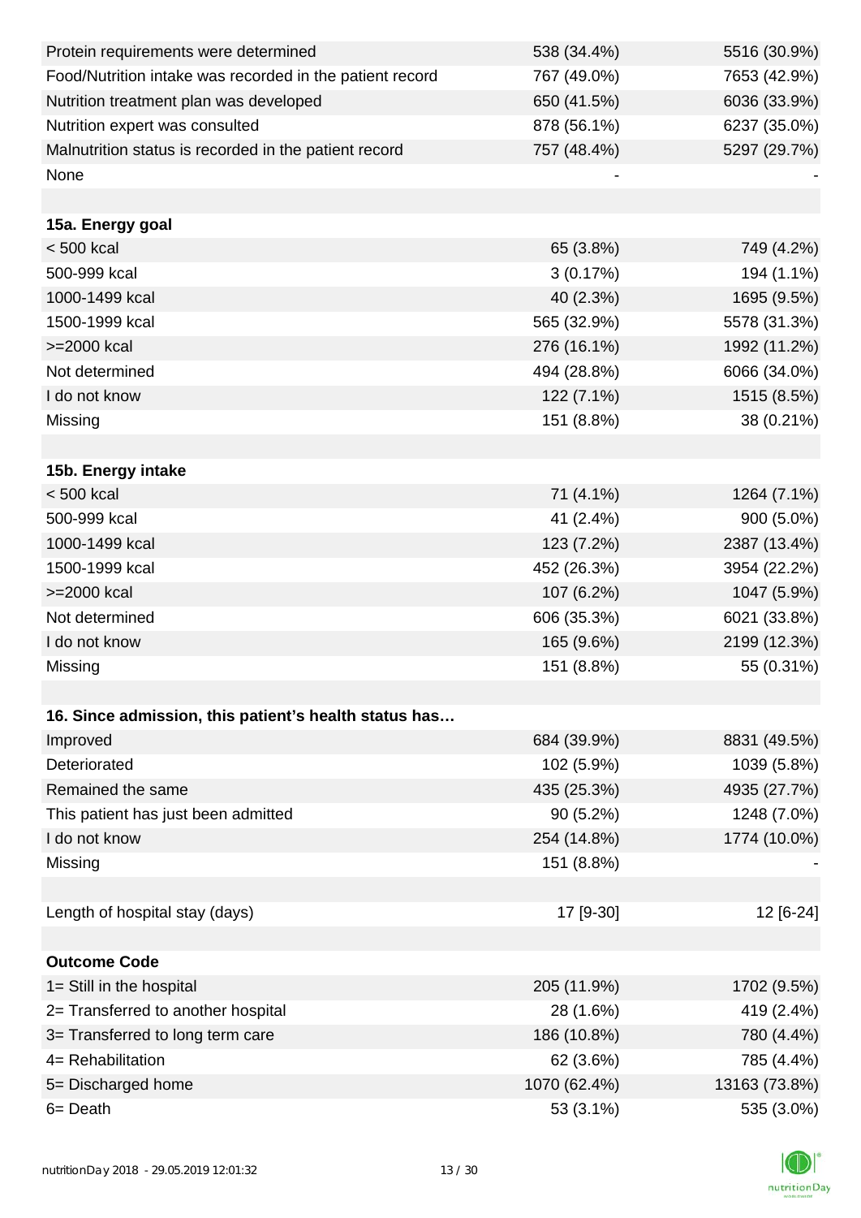| | | |
|---|---|---|
| Protein requirements were determined | 538 (34.4%) | 5516 (30.9%) |
| Food/Nutrition intake was recorded in the patient record | 767 (49.0%) | 7653 (42.9%) |
| Nutrition treatment plan was developed | 650 (41.5%) | 6036 (33.9%) |
| Nutrition expert was consulted | 878 (56.1%) | 6237 (35.0%) |
| Malnutrition status is recorded in the patient record | 757 (48.4%) | 5297 (29.7%) |
| None | - | - |
| | | |
| **15a. Energy goal** | | |
| < 500 kcal | 65 (3.8%) | 749 (4.2%) |
| 500-999 kcal | 3 (0.17%) | 194 (1.1%) |
| 1000-1499 kcal | 40 (2.3%) | 1695 (9.5%) |
| 1500-1999 kcal | 565 (32.9%) | 5578 (31.3%) |
| >=2000 kcal | 276 (16.1%) | 1992 (11.2%) |
| Not determined | 494 (28.8%) | 6066 (34.0%) |
| I do not know | 122 (7.1%) | 1515 (8.5%) |
| Missing | 151 (8.8%) | 38 (0.21%) |
| | | |
| **15b. Energy intake** | | |
| < 500 kcal | 71 (4.1%) | 1264 (7.1%) |
| 500-999 kcal | 41 (2.4%) | 900 (5.0%) |
| 1000-1499 kcal | 123 (7.2%) | 2387 (13.4%) |
| 1500-1999 kcal | 452 (26.3%) | 3954 (22.2%) |
| >=2000 kcal | 107 (6.2%) | 1047 (5.9%) |
| Not determined | 606 (35.3%) | 6021 (33.8%) |
| I do not know | 165 (9.6%) | 2199 (12.3%) |
| Missing | 151 (8.8%) | 55 (0.31%) |
| | | |
| **16. Since admission, this patient's health status has…** | | |
| Improved | 684 (39.9%) | 8831 (49.5%) |
| Deteriorated | 102 (5.9%) | 1039 (5.8%) |
| Remained the same | 435 (25.3%) | 4935 (27.7%) |
| This patient has just been admitted | 90 (5.2%) | 1248 (7.0%) |
| I do not know | 254 (14.8%) | 1774 (10.0%) |
| Missing | 151 (8.8%) | - |
| | | |
| Length of hospital stay (days) | 17 [9-30] | 12 [6-24] |
| | | |
| **Outcome Code** | | |
| 1= Still in the hospital | 205 (11.9%) | 1702 (9.5%) |
| 2= Transferred to another hospital | 28 (1.6%) | 419 (2.4%) |
| 3= Transferred to long term care | 186 (10.8%) | 780 (4.4%) |
| 4= Rehabilitation | 62 (3.6%) | 785 (4.4%) |
| 5= Discharged home | 1070 (62.4%) | 13163 (73.8%) |
| 6= Death | 53 (3.1%) | 535 (3.0%) |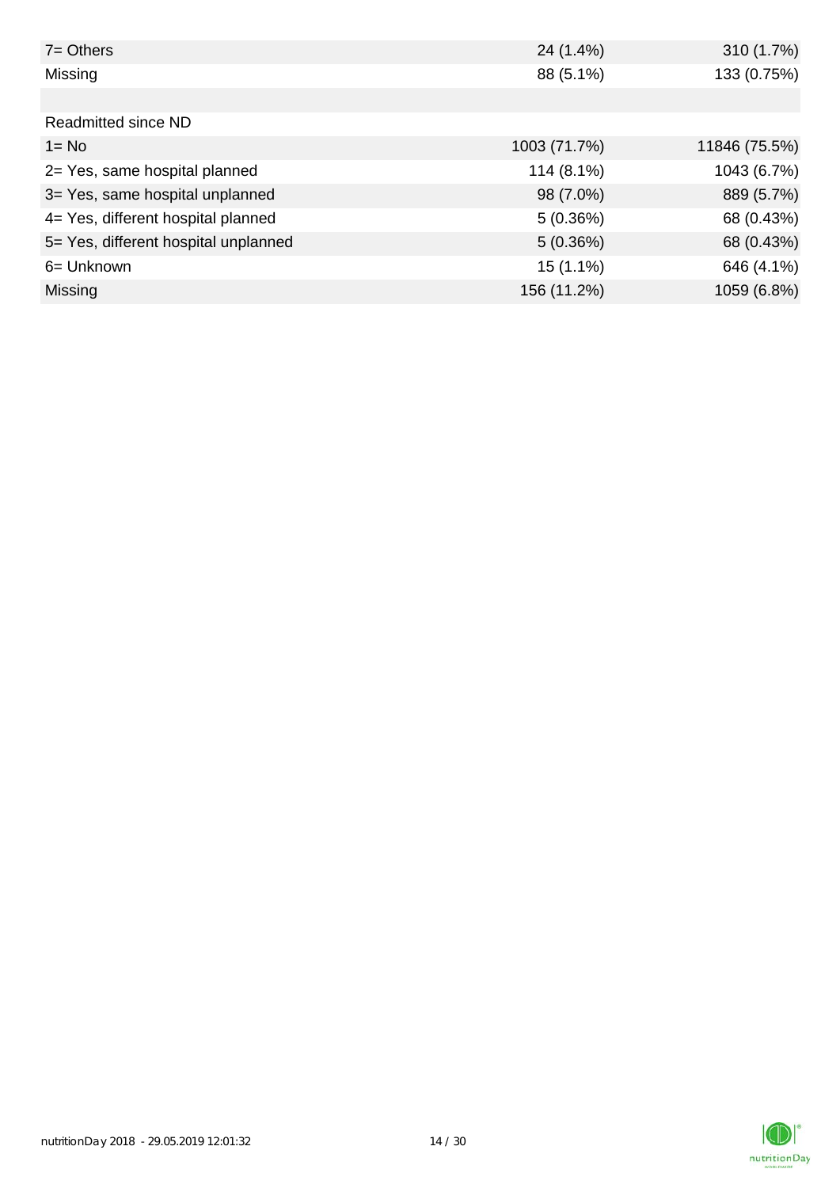| | | |
|---|---|---|
| 7= Others | 24 (1.4%) | 310 (1.7%) |
| Missing | 88 (5.1%) | 133 (0.75%) |
| | | |
| Readmitted since ND | | |
| 1= No | 1003 (71.7%) | 11846 (75.5%) |
| 2= Yes, same hospital planned | 114 (8.1%) | 1043 (6.7%) |
| 3= Yes, same hospital unplanned | 98 (7.0%) | 889 (5.7%) |
| 4= Yes, different hospital planned | 5 (0.36%) | 68 (0.43%) |
| 5= Yes, different hospital unplanned | 5 (0.36%) | 68 (0.43%) |
| 6= Unknown | 15 (1.1%) | 646 (4.1%) |
| Missing | 156 (11.2%) | 1059 (6.8%) |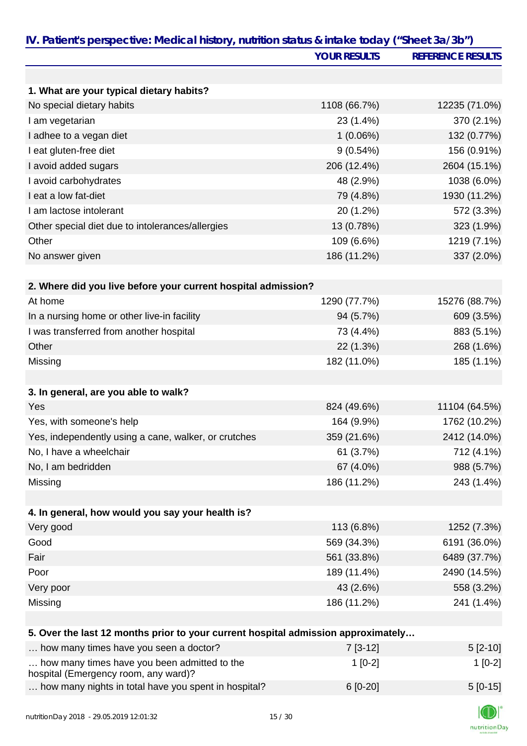## IV. Patient's perspective: Medical history, nutrition status & intake today ("Sheet 3a/3b")

| | YOUR RESULTS | REFERENCE RESULTS |
|---|---|---|
| **1. What are your typical dietary habits?** | | |
| No special dietary habits | 1108 (66.7%) | 12235 (71.0%) |
| I am vegetarian | 23 (1.4%) | 370 (2.1%) |
| I adhee to a vegan diet | 1 (0.06%) | 132 (0.77%) |
| I eat gluten-free diet | 9 (0.54%) | 156 (0.91%) |
| I avoid added sugars | 206 (12.4%) | 2604 (15.1%) |
| I avoid carbohydrates | 48 (2.9%) | 1038 (6.0%) |
| I eat a low fat-diet | 79 (4.8%) | 1930 (11.2%) |
| I am lactose intolerant | 20 (1.2%) | 572 (3.3%) |
| Other special diet due to intolerances/allergies | 13 (0.78%) | 323 (1.9%) |
| Other | 109 (6.6%) | 1219 (7.1%) |
| No answer given | 186 (11.2%) | 337 (2.0%) |
| **2. Where did you live before your current hospital admission?** | | |
| At home | 1290 (77.7%) | 15276 (88.7%) |
| In a nursing home or other live-in facility | 94 (5.7%) | 609 (3.5%) |
| I was transferred from another hospital | 73 (4.4%) | 883 (5.1%) |
| Other | 22 (1.3%) | 268 (1.6%) |
| Missing | 182 (11.0%) | 185 (1.1%) |
| **3. In general, are you able to walk?** | | |
| Yes | 824 (49.6%) | 11104 (64.5%) |
| Yes, with someone's help | 164 (9.9%) | 1762 (10.2%) |
| Yes, independently using a cane, walker, or crutches | 359 (21.6%) | 2412 (14.0%) |
| No, I have a wheelchair | 61 (3.7%) | 712 (4.1%) |
| No, I am bedridden | 67 (4.0%) | 988 (5.7%) |
| Missing | 186 (11.2%) | 243 (1.4%) |
| **4. In general, how would you say your health is?** | | |
| Very good | 113 (6.8%) | 1252 (7.3%) |
| Good | 569 (34.3%) | 6191 (36.0%) |
| Fair | 561 (33.8%) | 6489 (37.7%) |
| Poor | 189 (11.4%) | 2490 (14.5%) |
| Very poor | 43 (2.6%) | 558 (3.2%) |
| Missing | 186 (11.2%) | 241 (1.4%) |
| **5. Over the last 12 months prior to your current hospital admission approximately…** | | |
| … how many times have you seen a doctor? | 7 [3-12] | 5 [2-10] |
| … how many times have you been admitted to the hospital (Emergency room, any ward)? | 1 [0-2] | 1 [0-2] |
| … how many nights in total have you spent in hospital? | 6 [0-20] | 5 [0-15] |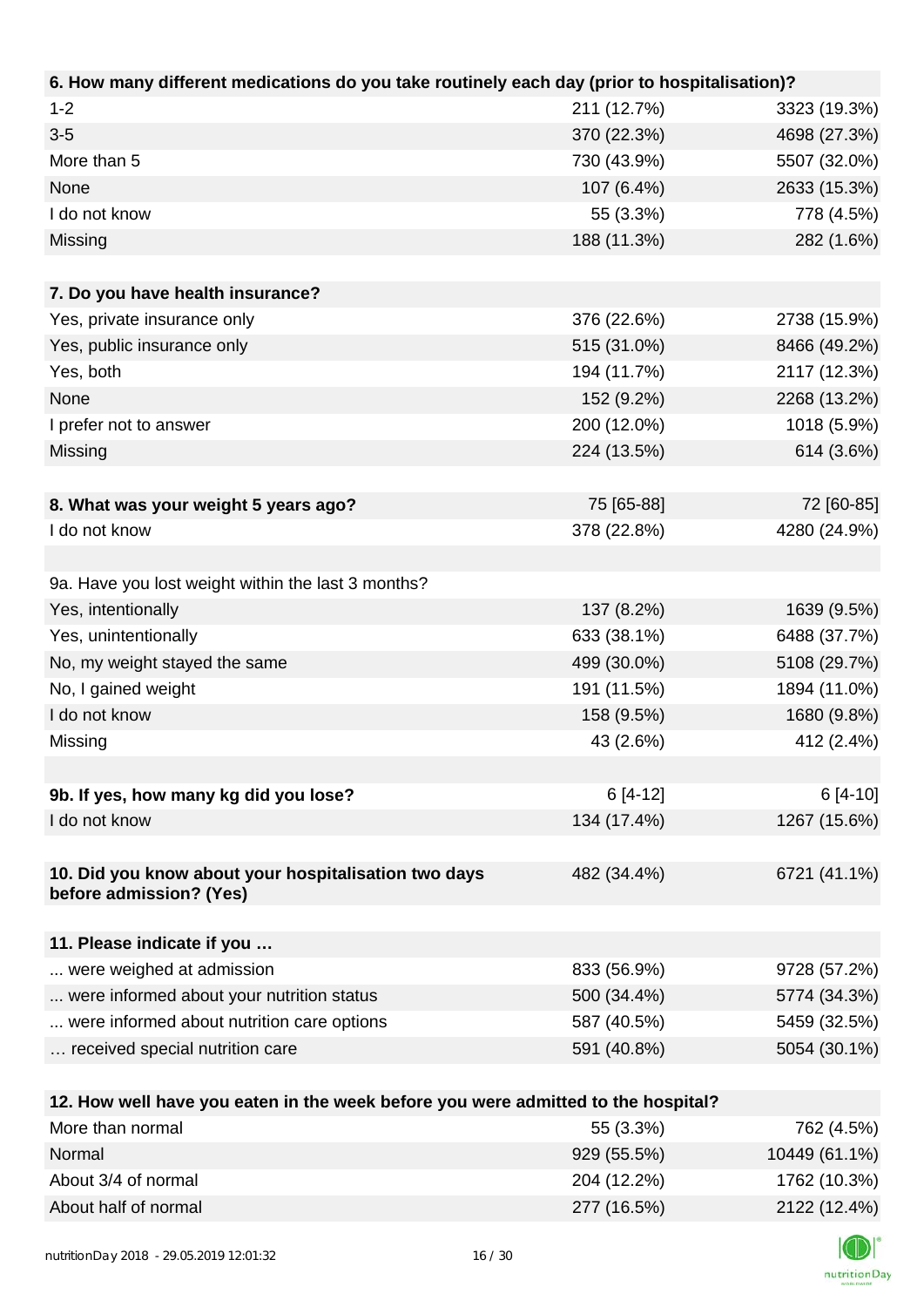| 6. How many different medications do you take routinely each day (prior to hospitalisation)? | | |
|---|---|---|
| 1-2 | 211 (12.7%) | 3323 (19.3%) |
| 3-5 | 370 (22.3%) | 4698 (27.3%) |
| More than 5 | 730 (43.9%) | 5507 (32.0%) |
| None | 107 (6.4%) | 2633 (15.3%) |
| I do not know | 55 (3.3%) | 778 (4.5%) |
| Missing | 188 (11.3%) | 282 (1.6%) |

| 7. Do you have health insurance? | | |
|---|---|---|
| Yes, private insurance only | 376 (22.6%) | 2738 (15.9%) |
| Yes, public insurance only | 515 (31.0%) | 8466 (49.2%) |
| Yes, both | 194 (11.7%) | 2117 (12.3%) |
| None | 152 (9.2%) | 2268 (13.2%) |
| I prefer not to answer | 200 (12.0%) | 1018 (5.9%) |
| Missing | 224 (13.5%) | 614 (3.6%) |

| 8. What was your weight 5 years ago? | 75 [65-88] | 72 [60-85] |
|---|---|---|
| I do not know | 378 (22.8%) | 4280 (24.9%) |

| 9a. Have you lost weight within the last 3 months? | | |
|---|---|---|
| Yes, intentionally | 137 (8.2%) | 1639 (9.5%) |
| Yes, unintentionally | 633 (38.1%) | 6488 (37.7%) |
| No, my weight stayed the same | 499 (30.0%) | 5108 (29.7%) |
| No, I gained weight | 191 (11.5%) | 1894 (11.0%) |
| I do not know | 158 (9.5%) | 1680 (9.8%) |
| Missing | 43 (2.6%) | 412 (2.4%) |

| 9b. If yes, how many kg did you lose? | 6 [4-12] | 6 [4-10] |
|---|---|---|
| I do not know | 134 (17.4%) | 1267 (15.6%) |

| 10. Did you know about your hospitalisation two days before admission? (Yes) | 482 (34.4%) | 6721 (41.1%) |
|---|---|---|

| 11. Please indicate if you … | | |
|---|---|---|
| ... were weighed at admission | 833 (56.9%) | 9728 (57.2%) |
| ... were informed about your nutrition status | 500 (34.4%) | 5774 (34.3%) |
| ... were informed about nutrition care options | 587 (40.5%) | 5459 (32.5%) |
| … received special nutrition care | 591 (40.8%) | 5054 (30.1%) |

| 12. How well have you eaten in the week before you were admitted to the hospital? | | |
|---|---|---|
| More than normal | 55 (3.3%) | 762 (4.5%) |
| Normal | 929 (55.5%) | 10449 (61.1%) |
| About 3/4 of normal | 204 (12.2%) | 1762 (10.3%) |
| About half of normal | 277 (16.5%) | 2122 (12.4%) |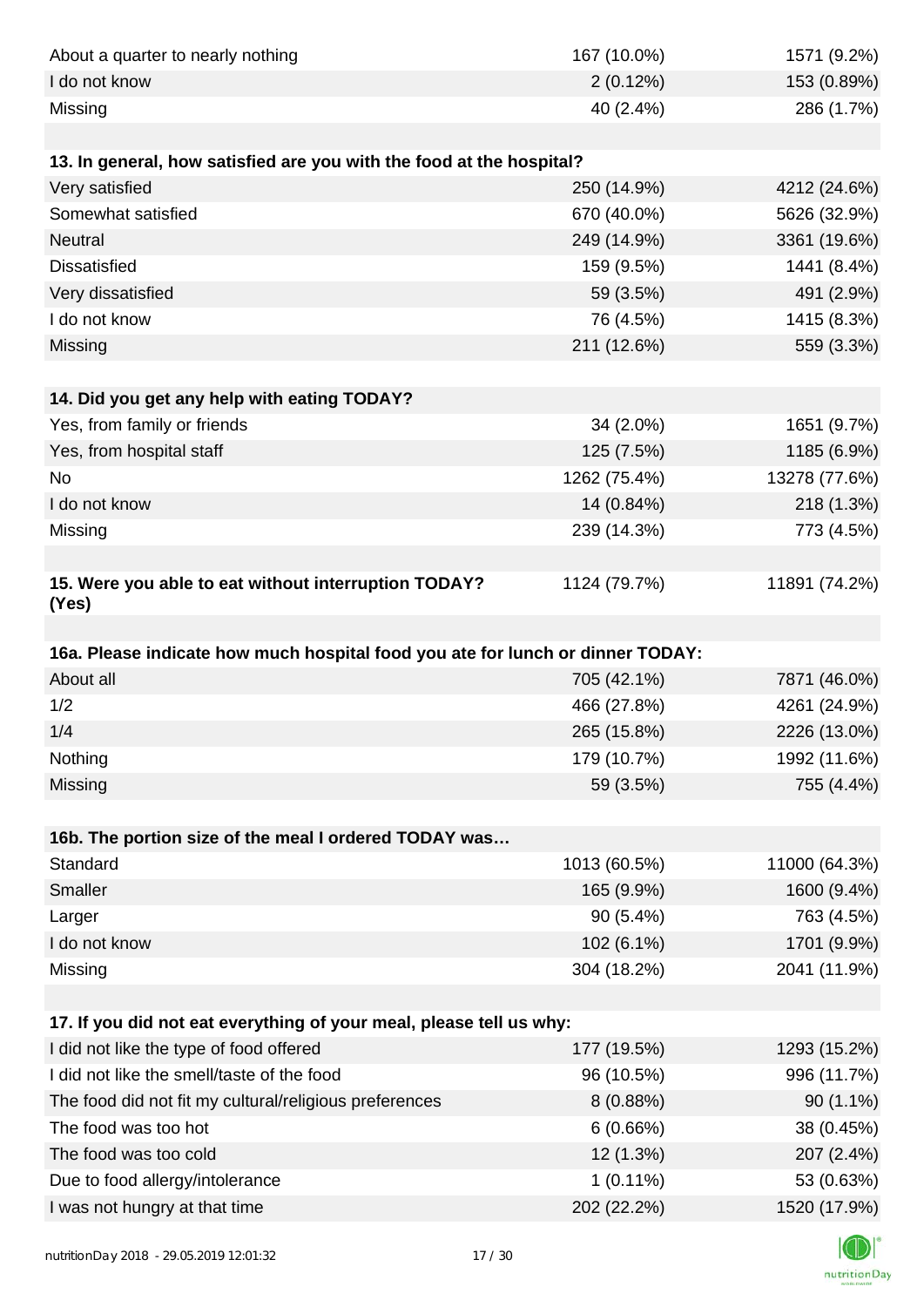| | | |
|---|---|---|
| About a quarter to nearly nothing | 167 (10.0%) | 1571 (9.2%) |
| I do not know | 2 (0.12%) | 153 (0.89%) |
| Missing | 40 (2.4%) | 286 (1.7%) |

| 13. In general, how satisfied are you with the food at the hospital? | | |
|---|---|---|
| Very satisfied | 250 (14.9%) | 4212 (24.6%) |
| Somewhat satisfied | 670 (40.0%) | 5626 (32.9%) |
| Neutral | 249 (14.9%) | 3361 (19.6%) |
| Dissatisfied | 159 (9.5%) | 1441 (8.4%) |
| Very dissatisfied | 59 (3.5%) | 491 (2.9%) |
| I do not know | 76 (4.5%) | 1415 (8.3%) |
| Missing | 211 (12.6%) | 559 (3.3%) |

| 14. Did you get any help with eating TODAY? | | |
|---|---|---|
| Yes, from family or friends | 34 (2.0%) | 1651 (9.7%) |
| Yes, from hospital staff | 125 (7.5%) | 1185 (6.9%) |
| No | 1262 (75.4%) | 13278 (77.6%) |
| I do not know | 14 (0.84%) | 218 (1.3%) |
| Missing | 239 (14.3%) | 773 (4.5%) |

| 15. Were you able to eat without interruption TODAY? (Yes) | 1124 (79.7%) | 11891 (74.2%) |
|---|---|---|

| 16a. Please indicate how much hospital food you ate for lunch or dinner TODAY: | | |
|---|---|---|
| About all | 705 (42.1%) | 7871 (46.0%) |
| 1/2 | 466 (27.8%) | 4261 (24.9%) |
| 1/4 | 265 (15.8%) | 2226 (13.0%) |
| Nothing | 179 (10.7%) | 1992 (11.6%) |
| Missing | 59 (3.5%) | 755 (4.4%) |

| 16b. The portion size of the meal I ordered TODAY was… | | |
|---|---|---|
| Standard | 1013 (60.5%) | 11000 (64.3%) |
| Smaller | 165 (9.9%) | 1600 (9.4%) |
| Larger | 90 (5.4%) | 763 (4.5%) |
| I do not know | 102 (6.1%) | 1701 (9.9%) |
| Missing | 304 (18.2%) | 2041 (11.9%) |

| 17. If you did not eat everything of your meal, please tell us why: | | |
|---|---|---|
| I did not like the type of food offered | 177 (19.5%) | 1293 (15.2%) |
| I did not like the smell/taste of the food | 96 (10.5%) | 996 (11.7%) |
| The food did not fit my cultural/religious preferences | 8 (0.88%) | 90 (1.1%) |
| The food was too hot | 6 (0.66%) | 38 (0.45%) |
| The food was too cold | 12 (1.3%) | 207 (2.4%) |
| Due to food allergy/intolerance | 1 (0.11%) | 53 (0.63%) |
| I was not hungry at that time | 202 (22.2%) | 1520 (17.9%) |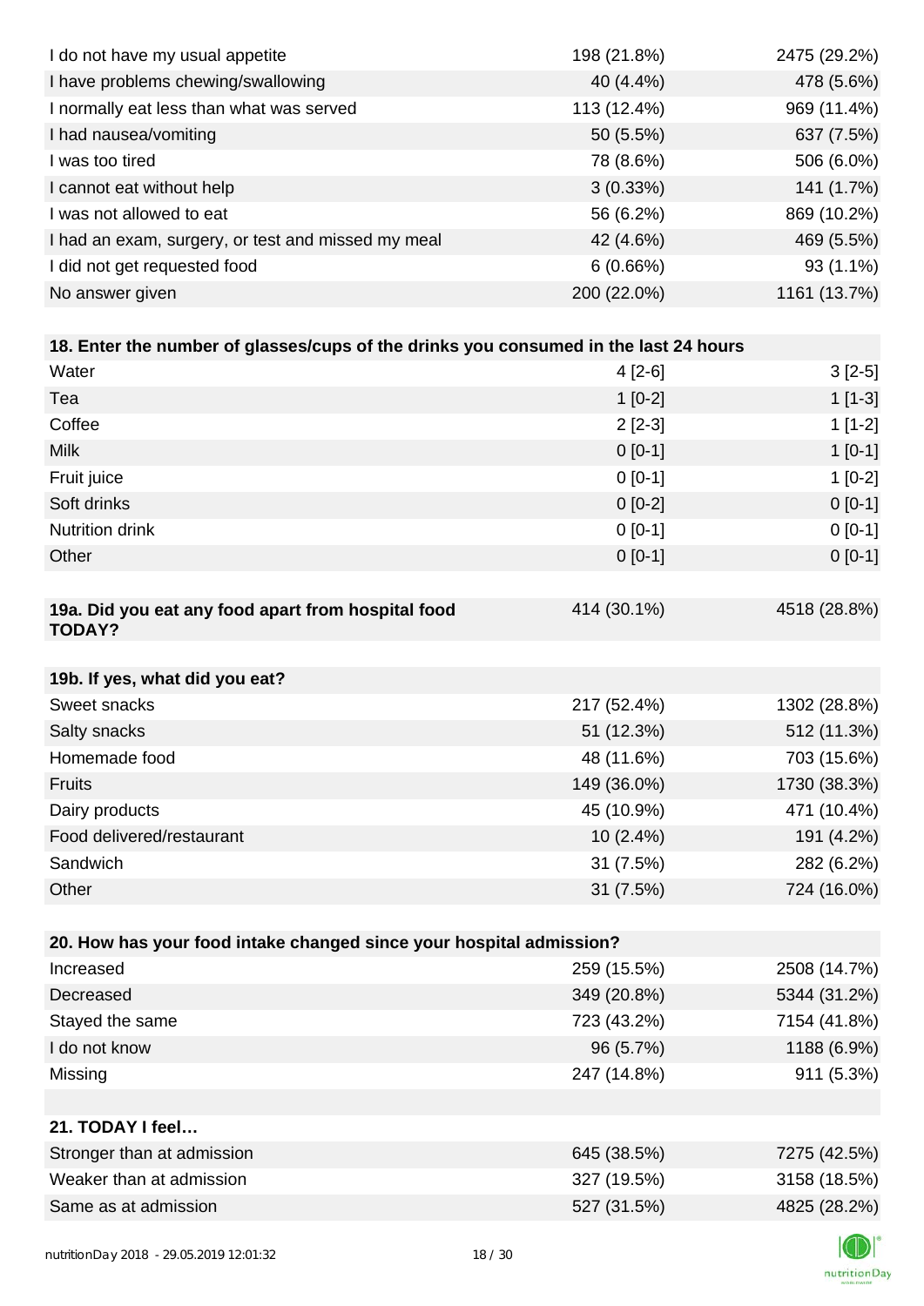| | | |
|---|---|---|
| I do not have my usual appetite | 198 (21.8%) | 2475 (29.2%) |
| I have problems chewing/swallowing | 40 (4.4%) | 478 (5.6%) |
| I normally eat less than what was served | 113 (12.4%) | 969 (11.4%) |
| I had nausea/vomiting | 50 (5.5%) | 637 (7.5%) |
| I was too tired | 78 (8.6%) | 506 (6.0%) |
| I cannot eat without help | 3 (0.33%) | 141 (1.7%) |
| I was not allowed to eat | 56 (6.2%) | 869 (10.2%) |
| I had an exam, surgery, or test and missed my meal | 42 (4.6%) | 469 (5.5%) |
| I did not get requested food | 6 (0.66%) | 93 (1.1%) |
| No answer given | 200 (22.0%) | 1161 (13.7%) |

| **18. Enter the number of glasses/cups of the drinks you consumed in the last 24 hours** | | |
|---|---|---|
| Water | 4 [2-6] | 3 [2-5] |
| Tea | 1 [0-2] | 1 [1-3] |
| Coffee | 2 [2-3] | 1 [1-2] |
| Milk | 0 [0-1] | 1 [0-1] |
| Fruit juice | 0 [0-1] | 1 [0-2] |
| Soft drinks | 0 [0-2] | 0 [0-1] |
| Nutrition drink | 0 [0-1] | 0 [0-1] |
| Other | 0 [0-1] | 0 [0-1] |

| **19a. Did you eat any food apart from hospital food TODAY?** | 414 (30.1%) | 4518 (28.8%) |
|---|---|---|

| **19b. If yes, what did you eat?** | | |
|---|---|---|
| Sweet snacks | 217 (52.4%) | 1302 (28.8%) |
| Salty snacks | 51 (12.3%) | 512 (11.3%) |
| Homemade food | 48 (11.6%) | 703 (15.6%) |
| Fruits | 149 (36.0%) | 1730 (38.3%) |
| Dairy products | 45 (10.9%) | 471 (10.4%) |
| Food delivered/restaurant | 10 (2.4%) | 191 (4.2%) |
| Sandwich | 31 (7.5%) | 282 (6.2%) |
| Other | 31 (7.5%) | 724 (16.0%) |

| **20. How has your food intake changed since your hospital admission?** | | |
|---|---|---|
| Increased | 259 (15.5%) | 2508 (14.7%) |
| Decreased | 349 (20.8%) | 5344 (31.2%) |
| Stayed the same | 723 (43.2%) | 7154 (41.8%) |
| I do not know | 96 (5.7%) | 1188 (6.9%) |
| Missing | 247 (14.8%) | 911 (5.3%) |

| **21. TODAY I feel…** | | |
|---|---|---|
| Stronger than at admission | 645 (38.5%) | 7275 (42.5%) |
| Weaker than at admission | 327 (19.5%) | 3158 (18.5%) |
| Same as at admission | 527 (31.5%) | 4825 (28.2%) |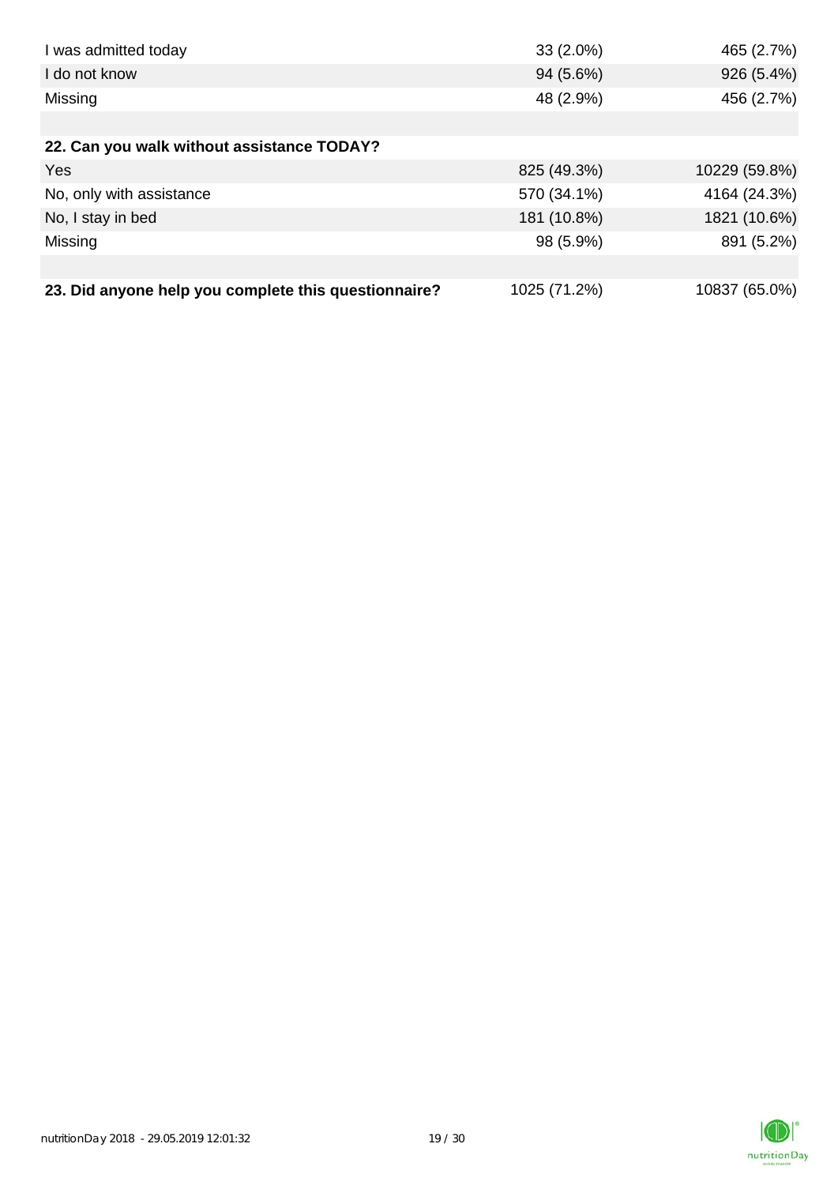| | | |
|---|---|---|
| I was admitted today | 33 (2.0%) | 465 (2.7%) |
| I do not know | 94 (5.6%) | 926 (5.4%) |
| Missing | 48 (2.9%) | 456 (2.7%) |
| | | |
| **22. Can you walk without assistance TODAY?** | | |
| Yes | 825 (49.3%) | 10229 (59.8%) |
| No, only with assistance | 570 (34.1%) | 4164 (24.3%) |
| No, I stay in bed | 181 (10.8%) | 1821 (10.6%) |
| Missing | 98 (5.9%) | 891 (5.2%) |
| | | |
| **23. Did anyone help you complete this questionnaire?** | 1025 (71.2%) | 10837 (65.0%) |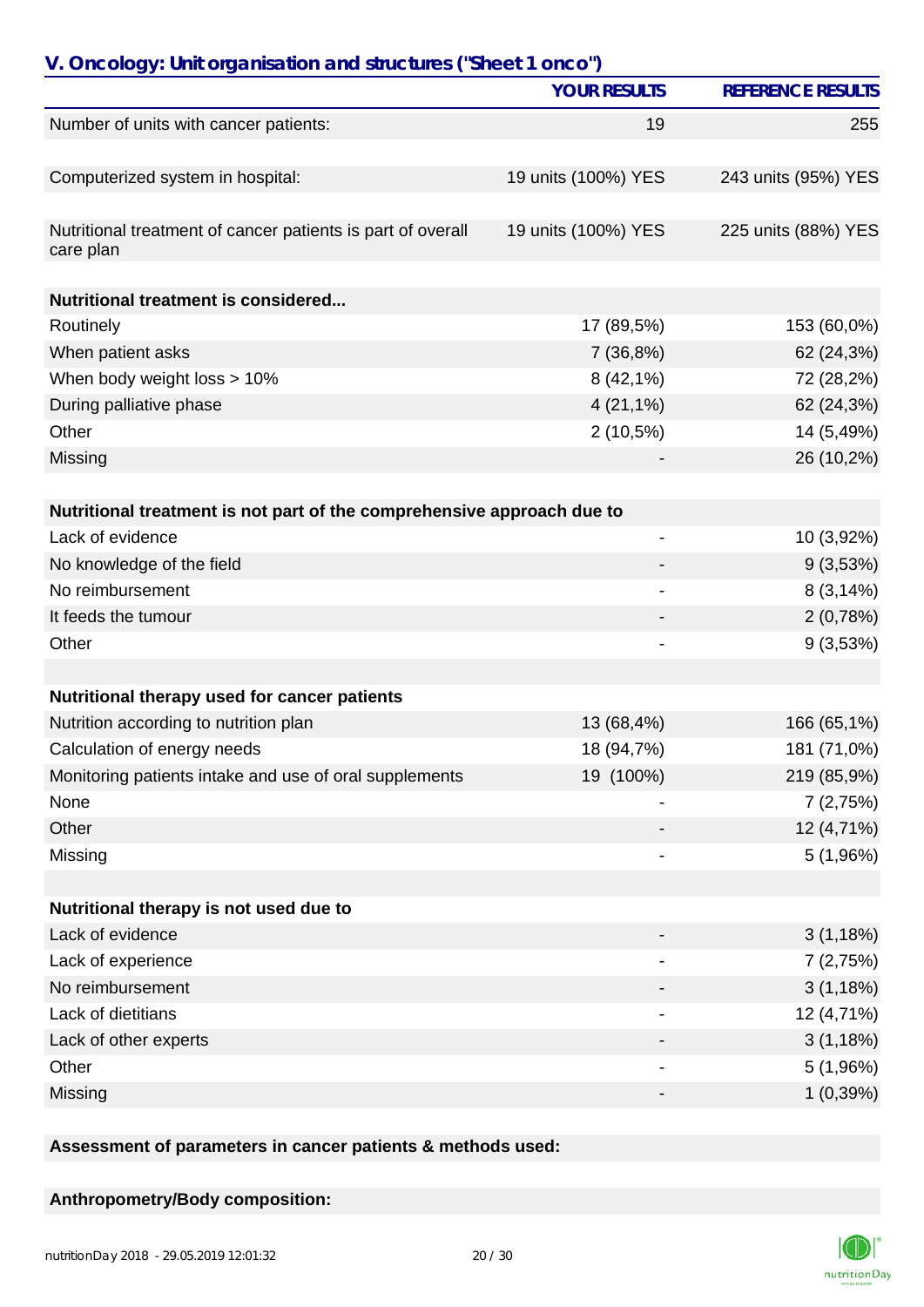## V. Oncology: Unit organisation and structures ("Sheet 1 onco")

| | YOUR RESULTS | REFERENCE RESULTS |
|---|---|---|
| Number of units with cancer patients: | 19 | 255 |
| | | |
| Computerized system in hospital: | 19 units (100%) YES | 243 units (95%) YES |
| | | |
| Nutritional treatment of cancer patients is part of overall care plan | 19 units (100%) YES | 225 units (88%) YES |
| | | |
| **Nutritional treatment is considered...** | | |
| Routinely | 17 (89,5%) | 153 (60,0%) |
| When patient asks | 7 (36,8%) | 62 (24,3%) |
| When body weight loss > 10% | 8 (42,1%) | 72 (28,2%) |
| During palliative phase | 4 (21,1%) | 62 (24,3%) |
| Other | 2 (10,5%) | 14 (5,49%) |
| Missing | - | 26 (10,2%) |
| | | |
| **Nutritional treatment is not part of the comprehensive approach due to** | | |
| Lack of evidence | - | 10 (3,92%) |
| No knowledge of the field | - | 9 (3,53%) |
| No reimbursement | - | 8 (3,14%) |
| It feeds the tumour | - | 2 (0,78%) |
| Other | - | 9 (3,53%) |
| | | |
| **Nutritional therapy used for cancer patients** | | |
| Nutrition according to nutrition plan | 13 (68,4%) | 166 (65,1%) |
| Calculation of energy needs | 18 (94,7%) | 181 (71,0%) |
| Monitoring patients intake and use of oral supplements | 19 (100%) | 219 (85,9%) |
| None | - | 7 (2,75%) |
| Other | - | 12 (4,71%) |
| Missing | - | 5 (1,96%) |
| | | |
| **Nutritional therapy is not used due to** | | |
| Lack of evidence | - | 3 (1,18%) |
| Lack of experience | - | 7 (2,75%) |
| No reimbursement | - | 3 (1,18%) |
| Lack of dietitians | - | 12 (4,71%) |
| Lack of other experts | - | 3 (1,18%) |
| Other | - | 5 (1,96%) |
| Missing | - | 1 (0,39%) |

**Assessment of parameters in cancer patients & methods used:**

**Anthropometry/Body composition:**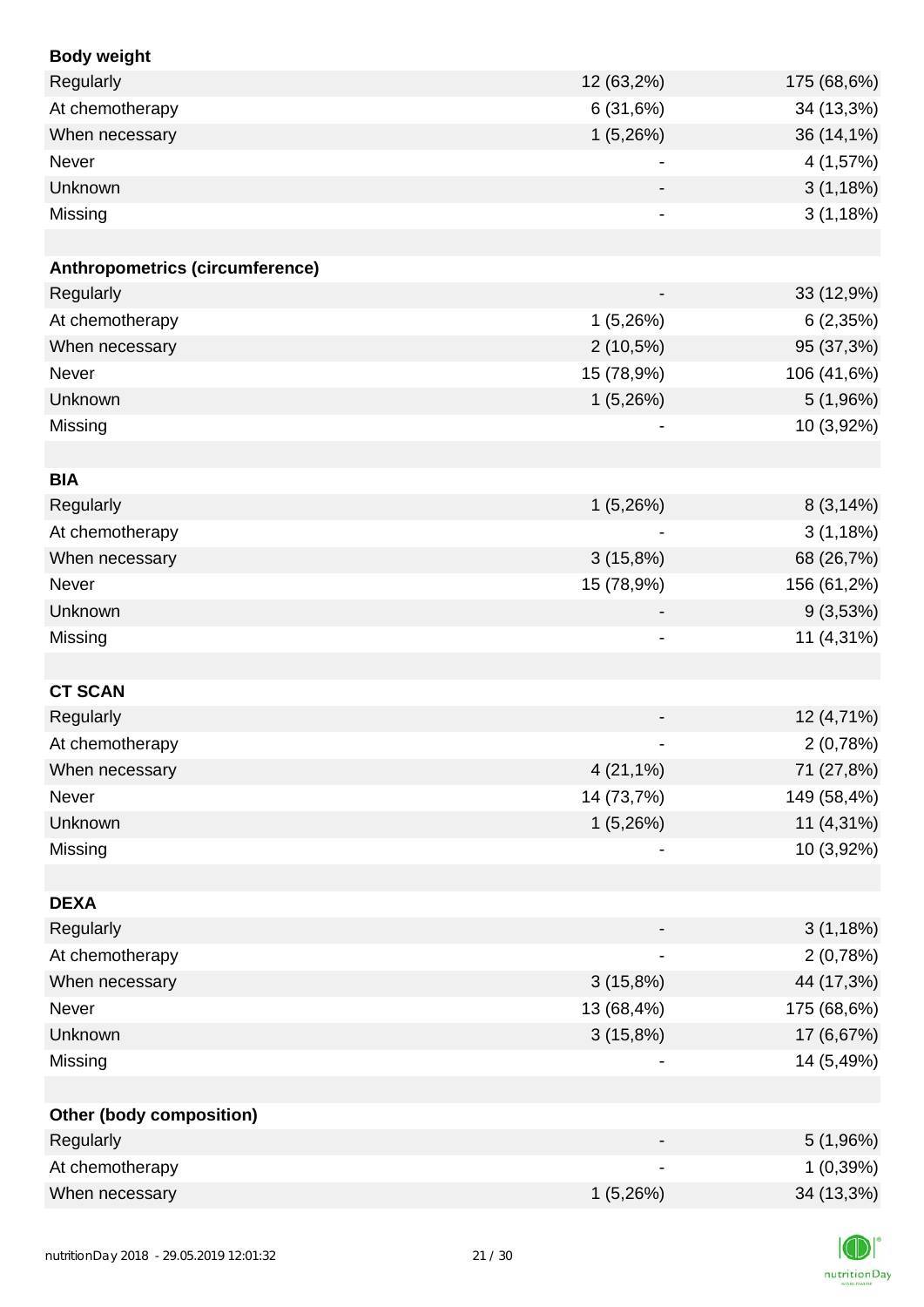| **Body weight** | | |
|---|---|---|
| Regularly | 12 (63,2%) | 175 (68,6%) |
| At chemotherapy | 6 (31,6%) | 34 (13,3%) |
| When necessary | 1 (5,26%) | 36 (14,1%) |
| Never | - | 4 (1,57%) |
| Unknown | - | 3 (1,18%) |
| Missing | - | 3 (1,18%) |
| | | |
| **Anthropometrics (circumference)** | | |
| Regularly | - | 33 (12,9%) |
| At chemotherapy | 1 (5,26%) | 6 (2,35%) |
| When necessary | 2 (10,5%) | 95 (37,3%) |
| Never | 15 (78,9%) | 106 (41,6%) |
| Unknown | 1 (5,26%) | 5 (1,96%) |
| Missing | - | 10 (3,92%) |
| | | |
| **BIA** | | |
| Regularly | 1 (5,26%) | 8 (3,14%) |
| At chemotherapy | - | 3 (1,18%) |
| When necessary | 3 (15,8%) | 68 (26,7%) |
| Never | 15 (78,9%) | 156 (61,2%) |
| Unknown | - | 9 (3,53%) |
| Missing | - | 11 (4,31%) |
| | | |
| **CT SCAN** | | |
| Regularly | - | 12 (4,71%) |
| At chemotherapy | - | 2 (0,78%) |
| When necessary | 4 (21,1%) | 71 (27,8%) |
| Never | 14 (73,7%) | 149 (58,4%) |
| Unknown | 1 (5,26%) | 11 (4,31%) |
| Missing | - | 10 (3,92%) |
| | | |
| **DEXA** | | |
| Regularly | - | 3 (1,18%) |
| At chemotherapy | - | 2 (0,78%) |
| When necessary | 3 (15,8%) | 44 (17,3%) |
| Never | 13 (68,4%) | 175 (68,6%) |
| Unknown | 3 (15,8%) | 17 (6,67%) |
| Missing | - | 14 (5,49%) |
| | | |
| **Other (body composition)** | | |
| Regularly | - | 5 (1,96%) |
| At chemotherapy | - | 1 (0,39%) |
| When necessary | 1 (5,26%) | 34 (13,3%) |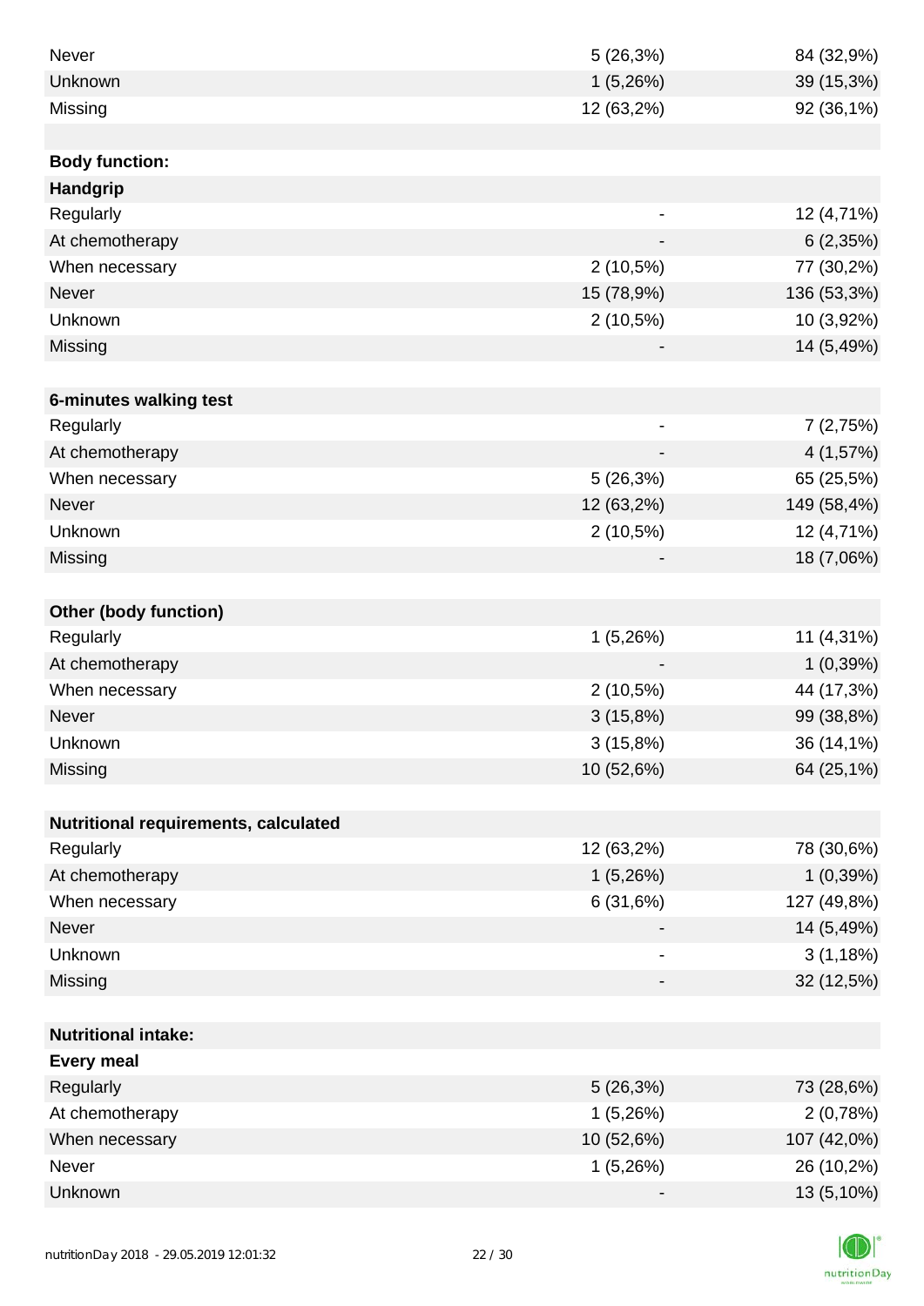| | | |
|---|---|---|
| Never | 5 (26,3%) | 84 (32,9%) |
| Unknown | 1 (5,26%) | 39 (15,3%) |
| Missing | 12 (63,2%) | 92 (36,1%) |
| | | |
| **Body function:** | | |
| **Handgrip** | | |
| Regularly | - | 12 (4,71%) |
| At chemotherapy | - | 6 (2,35%) |
| When necessary | 2 (10,5%) | 77 (30,2%) |
| Never | 15 (78,9%) | 136 (53,3%) |
| Unknown | 2 (10,5%) | 10 (3,92%) |
| Missing | - | 14 (5,49%) |
| | | |
| **6-minutes walking test** | | |
| Regularly | - | 7 (2,75%) |
| At chemotherapy | - | 4 (1,57%) |
| When necessary | 5 (26,3%) | 65 (25,5%) |
| Never | 12 (63,2%) | 149 (58,4%) |
| Unknown | 2 (10,5%) | 12 (4,71%) |
| Missing | - | 18 (7,06%) |
| | | |
| **Other (body function)** | | |
| Regularly | 1 (5,26%) | 11 (4,31%) |
| At chemotherapy | - | 1 (0,39%) |
| When necessary | 2 (10,5%) | 44 (17,3%) |
| Never | 3 (15,8%) | 99 (38,8%) |
| Unknown | 3 (15,8%) | 36 (14,1%) |
| Missing | 10 (52,6%) | 64 (25,1%) |
| | | |
| **Nutritional requirements, calculated** | | |
| Regularly | 12 (63,2%) | 78 (30,6%) |
| At chemotherapy | 1 (5,26%) | 1 (0,39%) |
| When necessary | 6 (31,6%) | 127 (49,8%) |
| Never | - | 14 (5,49%) |
| Unknown | - | 3 (1,18%) |
| Missing | - | 32 (12,5%) |
| | | |
| **Nutritional intake:** | | |
| **Every meal** | | |
| Regularly | 5 (26,3%) | 73 (28,6%) |
| At chemotherapy | 1 (5,26%) | 2 (0,78%) |
| When necessary | 10 (52,6%) | 107 (42,0%) |
| Never | 1 (5,26%) | 26 (10,2%) |
| Unknown | - | 13 (5,10%) |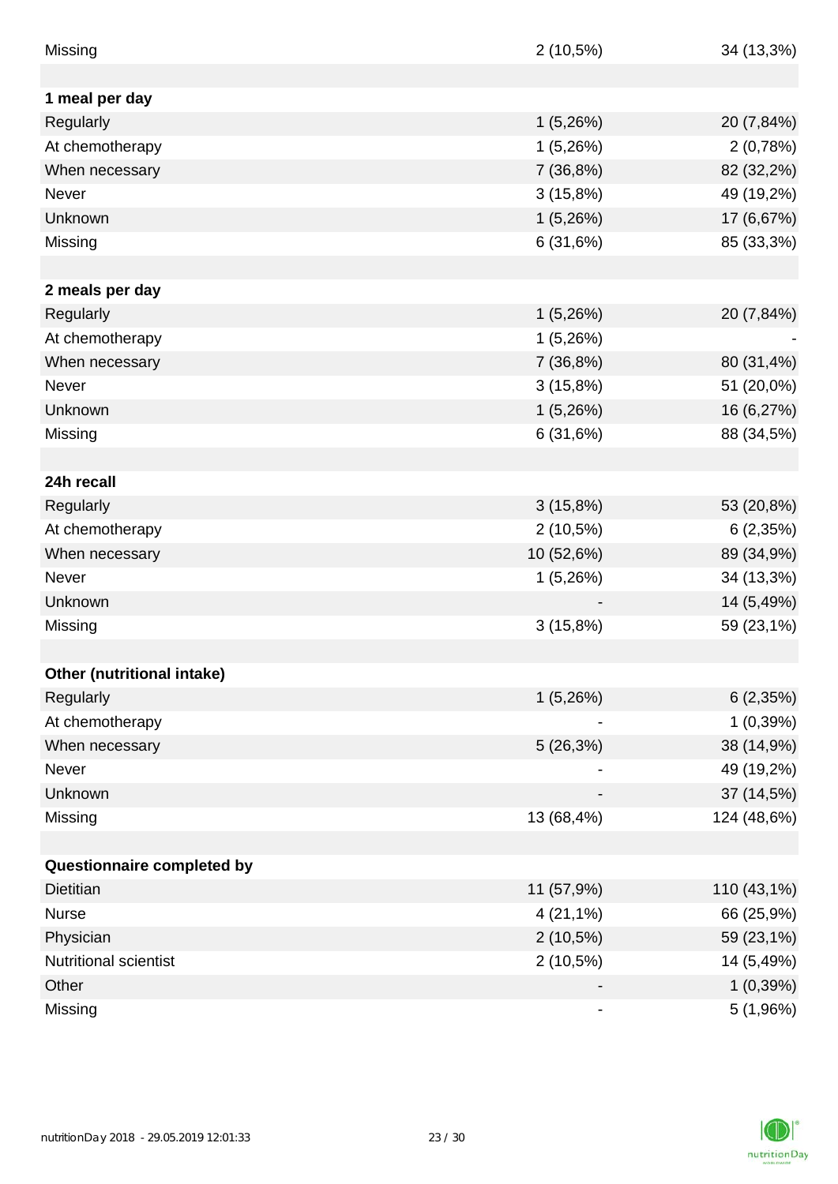| | | |
|---|---|---|
| Missing | 2 (10,5%) | 34 (13,3%) |
| | | |
| **1 meal per day** | | |
| Regularly | 1 (5,26%) | 20 (7,84%) |
| At chemotherapy | 1 (5,26%) | 2 (0,78%) |
| When necessary | 7 (36,8%) | 82 (32,2%) |
| Never | 3 (15,8%) | 49 (19,2%) |
| Unknown | 1 (5,26%) | 17 (6,67%) |
| Missing | 6 (31,6%) | 85 (33,3%) |
| | | |
| **2 meals per day** | | |
| Regularly | 1 (5,26%) | 20 (7,84%) |
| At chemotherapy | 1 (5,26%) | - |
| When necessary | 7 (36,8%) | 80 (31,4%) |
| Never | 3 (15,8%) | 51 (20,0%) |
| Unknown | 1 (5,26%) | 16 (6,27%) |
| Missing | 6 (31,6%) | 88 (34,5%) |
| | | |
| **24h recall** | | |
| Regularly | 3 (15,8%) | 53 (20,8%) |
| At chemotherapy | 2 (10,5%) | 6 (2,35%) |
| When necessary | 10 (52,6%) | 89 (34,9%) |
| Never | 1 (5,26%) | 34 (13,3%) |
| Unknown | - | 14 (5,49%) |
| Missing | 3 (15,8%) | 59 (23,1%) |
| | | |
| **Other (nutritional intake)** | | |
| Regularly | 1 (5,26%) | 6 (2,35%) |
| At chemotherapy | - | 1 (0,39%) |
| When necessary | 5 (26,3%) | 38 (14,9%) |
| Never | - | 49 (19,2%) |
| Unknown | - | 37 (14,5%) |
| Missing | 13 (68,4%) | 124 (48,6%) |
| | | |
| **Questionnaire completed by** | | |
| Dietitian | 11 (57,9%) | 110 (43,1%) |
| Nurse | 4 (21,1%) | 66 (25,9%) |
| Physician | 2 (10,5%) | 59 (23,1%) |
| Nutritional scientist | 2 (10,5%) | 14 (5,49%) |
| Other | - | 1 (0,39%) |
| Missing | - | 5 (1,96%) |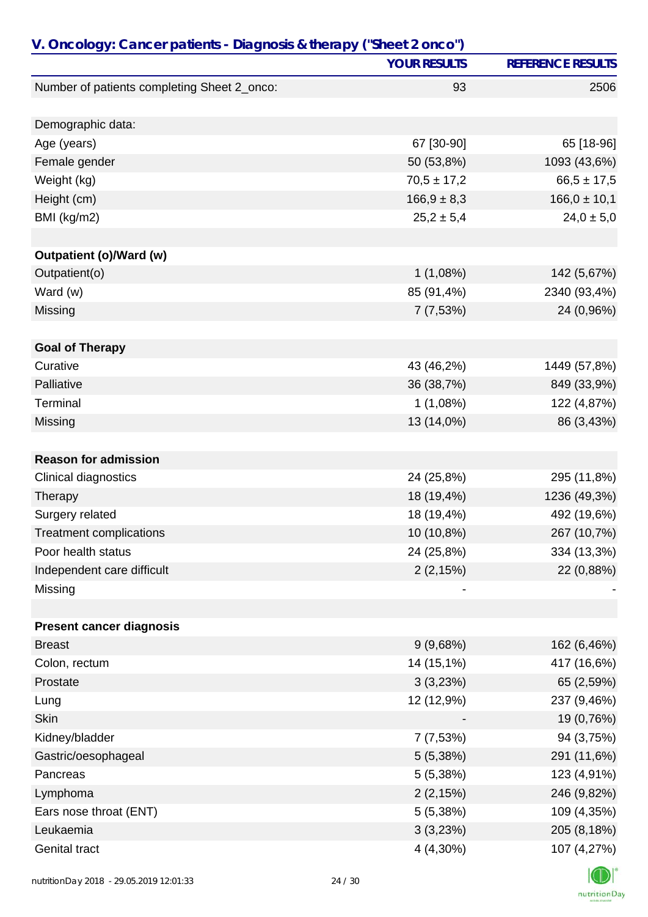## V. Oncology: Cancer patients - Diagnosis & therapy ("Sheet 2 onco")

| | YOUR RESULTS | REFERENCE RESULTS |
|---|---|---|
| Number of patients completing Sheet 2_onco: | 93 | 2506 |
| | | |
| Demographic data: | | |
| Age (years) | 67 [30-90] | 65 [18-96] |
| Female gender | 50 (53,8%) | 1093 (43,6%) |
| Weight (kg) | 70,5 ± 17,2 | 66,5 ± 17,5 |
| Height (cm) | 166,9 ± 8,3 | 166,0 ± 10,1 |
| BMI (kg/m2) | 25,2 ± 5,4 | 24,0 ± 5,0 |
| | | |
| **Outpatient (o)/Ward (w)** | | |
| Outpatient(o) | 1 (1,08%) | 142 (5,67%) |
| Ward (w) | 85 (91,4%) | 2340 (93,4%) |
| Missing | 7 (7,53%) | 24 (0,96%) |
| | | |
| **Goal of Therapy** | | |
| Curative | 43 (46,2%) | 1449 (57,8%) |
| Palliative | 36 (38,7%) | 849 (33,9%) |
| Terminal | 1 (1,08%) | 122 (4,87%) |
| Missing | 13 (14,0%) | 86 (3,43%) |
| | | |
| **Reason for admission** | | |
| Clinical diagnostics | 24 (25,8%) | 295 (11,8%) |
| Therapy | 18 (19,4%) | 1236 (49,3%) |
| Surgery related | 18 (19,4%) | 492 (19,6%) |
| Treatment complications | 10 (10,8%) | 267 (10,7%) |
| Poor health status | 24 (25,8%) | 334 (13,3%) |
| Independent care difficult | 2 (2,15%) | 22 (0,88%) |
| Missing | - | - |
| | | |
| **Present cancer diagnosis** | | |
| Breast | 9 (9,68%) | 162 (6,46%) |
| Colon, rectum | 14 (15,1%) | 417 (16,6%) |
| Prostate | 3 (3,23%) | 65 (2,59%) |
| Lung | 12 (12,9%) | 237 (9,46%) |
| Skin | - | 19 (0,76%) |
| Kidney/bladder | 7 (7,53%) | 94 (3,75%) |
| Gastric/oesophageal | 5 (5,38%) | 291 (11,6%) |
| Pancreas | 5 (5,38%) | 123 (4,91%) |
| Lymphoma | 2 (2,15%) | 246 (9,82%) |
| Ears nose throat (ENT) | 5 (5,38%) | 109 (4,35%) |
| Leukaemia | 3 (3,23%) | 205 (8,18%) |
| Genital tract | 4 (4,30%) | 107 (4,27%) |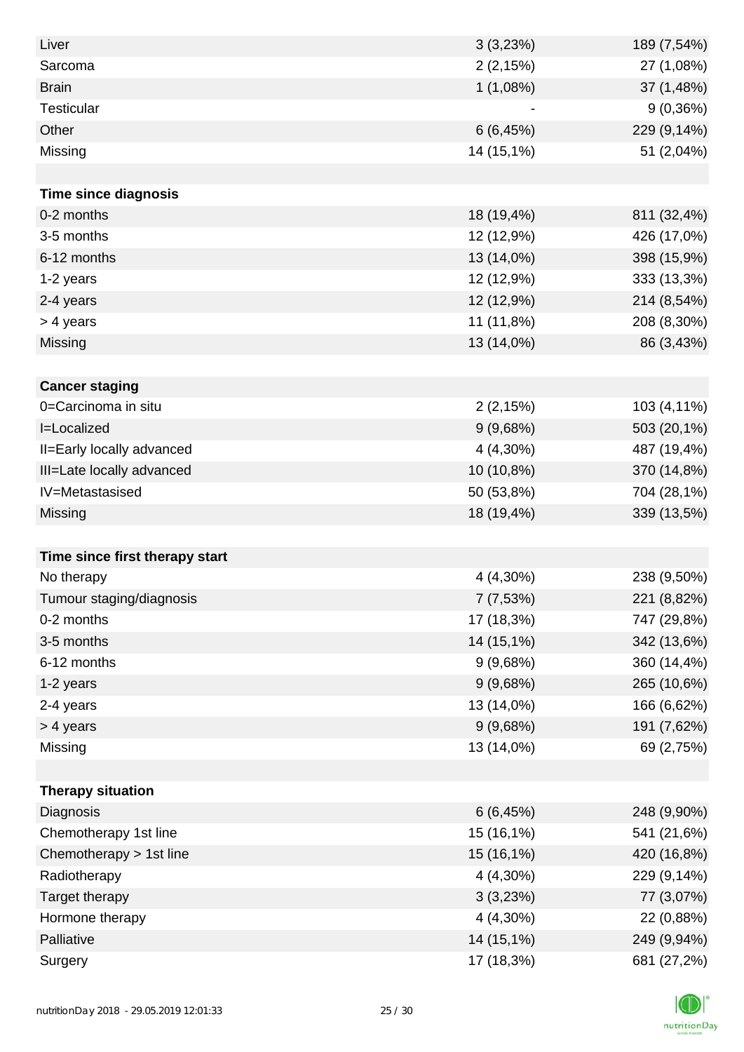| | | |
|---|---|---|
| Liver | 3 (3,23%) | 189 (7,54%) |
| Sarcoma | 2 (2,15%) | 27 (1,08%) |
| Brain | 1 (1,08%) | 37 (1,48%) |
| Testicular | - | 9 (0,36%) |
| Other | 6 (6,45%) | 229 (9,14%) |
| Missing | 14 (15,1%) | 51 (2,04%) |
| | | |
| **Time since diagnosis** | | |
| 0-2 months | 18 (19,4%) | 811 (32,4%) |
| 3-5 months | 12 (12,9%) | 426 (17,0%) |
| 6-12 months | 13 (14,0%) | 398 (15,9%) |
| 1-2 years | 12 (12,9%) | 333 (13,3%) |
| 2-4 years | 12 (12,9%) | 214 (8,54%) |
| > 4 years | 11 (11,8%) | 208 (8,30%) |
| Missing | 13 (14,0%) | 86 (3,43%) |
| | | |
| **Cancer staging** | | |
| 0=Carcinoma in situ | 2 (2,15%) | 103 (4,11%) |
| I=Localized | 9 (9,68%) | 503 (20,1%) |
| II=Early locally advanced | 4 (4,30%) | 487 (19,4%) |
| III=Late locally advanced | 10 (10,8%) | 370 (14,8%) |
| IV=Metastasised | 50 (53,8%) | 704 (28,1%) |
| Missing | 18 (19,4%) | 339 (13,5%) |
| | | |
| **Time since first therapy start** | | |
| No therapy | 4 (4,30%) | 238 (9,50%) |
| Tumour staging/diagnosis | 7 (7,53%) | 221 (8,82%) |
| 0-2 months | 17 (18,3%) | 747 (29,8%) |
| 3-5 months | 14 (15,1%) | 342 (13,6%) |
| 6-12 months | 9 (9,68%) | 360 (14,4%) |
| 1-2 years | 9 (9,68%) | 265 (10,6%) |
| 2-4 years | 13 (14,0%) | 166 (6,62%) |
| > 4 years | 9 (9,68%) | 191 (7,62%) |
| Missing | 13 (14,0%) | 69 (2,75%) |
| | | |
| **Therapy situation** | | |
| Diagnosis | 6 (6,45%) | 248 (9,90%) |
| Chemotherapy 1st line | 15 (16,1%) | 541 (21,6%) |
| Chemotherapy > 1st line | 15 (16,1%) | 420 (16,8%) |
| Radiotherapy | 4 (4,30%) | 229 (9,14%) |
| Target therapy | 3 (3,23%) | 77 (3,07%) |
| Hormone therapy | 4 (4,30%) | 22 (0,88%) |
| Palliative | 14 (15,1%) | 249 (9,94%) |
| Surgery | 17 (18,3%) | 681 (27,2%) |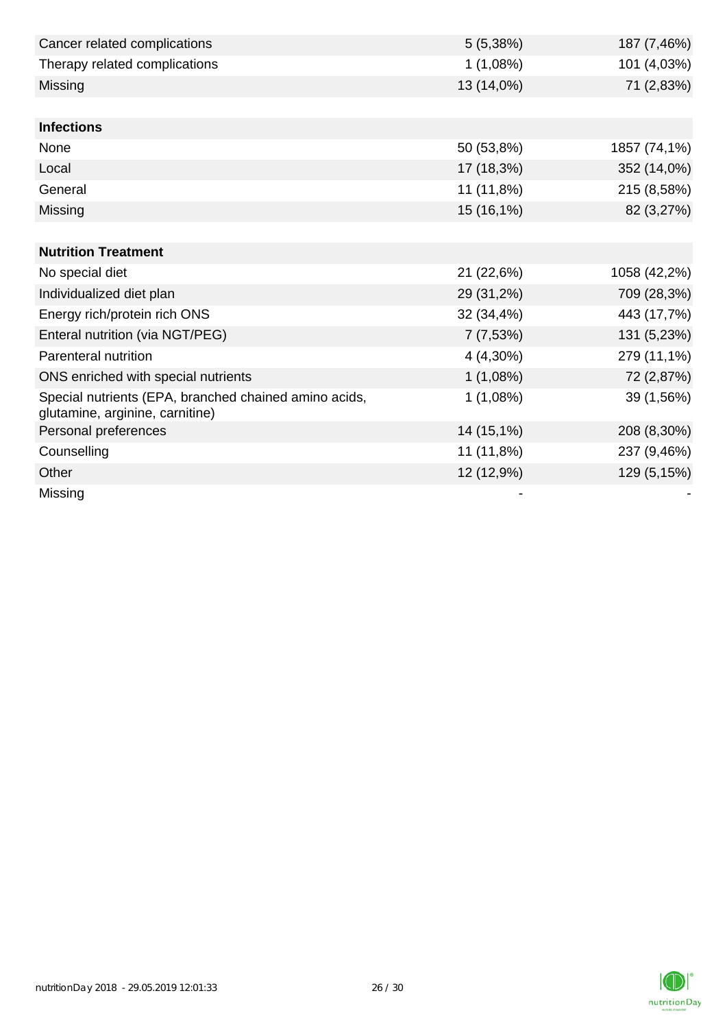| | | |
|---|---|---|
| Cancer related complications | 5 (5,38%) | 187 (7,46%) |
| Therapy related complications | 1 (1,08%) | 101 (4,03%) |
| Missing | 13 (14,0%) | 71 (2,83%) |
| | | |
| **Infections** | | |
| None | 50 (53,8%) | 1857 (74,1%) |
| Local | 17 (18,3%) | 352 (14,0%) |
| General | 11 (11,8%) | 215 (8,58%) |
| Missing | 15 (16,1%) | 82 (3,27%) |
| | | |
| **Nutrition Treatment** | | |
| No special diet | 21 (22,6%) | 1058 (42,2%) |
| Individualized diet plan | 29 (31,2%) | 709 (28,3%) |
| Energy rich/protein rich ONS | 32 (34,4%) | 443 (17,7%) |
| Enteral nutrition (via NGT/PEG) | 7 (7,53%) | 131 (5,23%) |
| Parenteral nutrition | 4 (4,30%) | 279 (11,1%) |
| ONS enriched with special nutrients | 1 (1,08%) | 72 (2,87%) |
| Special nutrients (EPA, branched chained amino acids, glutamine, arginine, carnitine) | 1 (1,08%) | 39 (1,56%) |
| Personal preferences | 14 (15,1%) | 208 (8,30%) |
| Counselling | 11 (11,8%) | 237 (9,46%) |
| Other | 12 (12,9%) | 129 (5,15%) |
| Missing | - | - |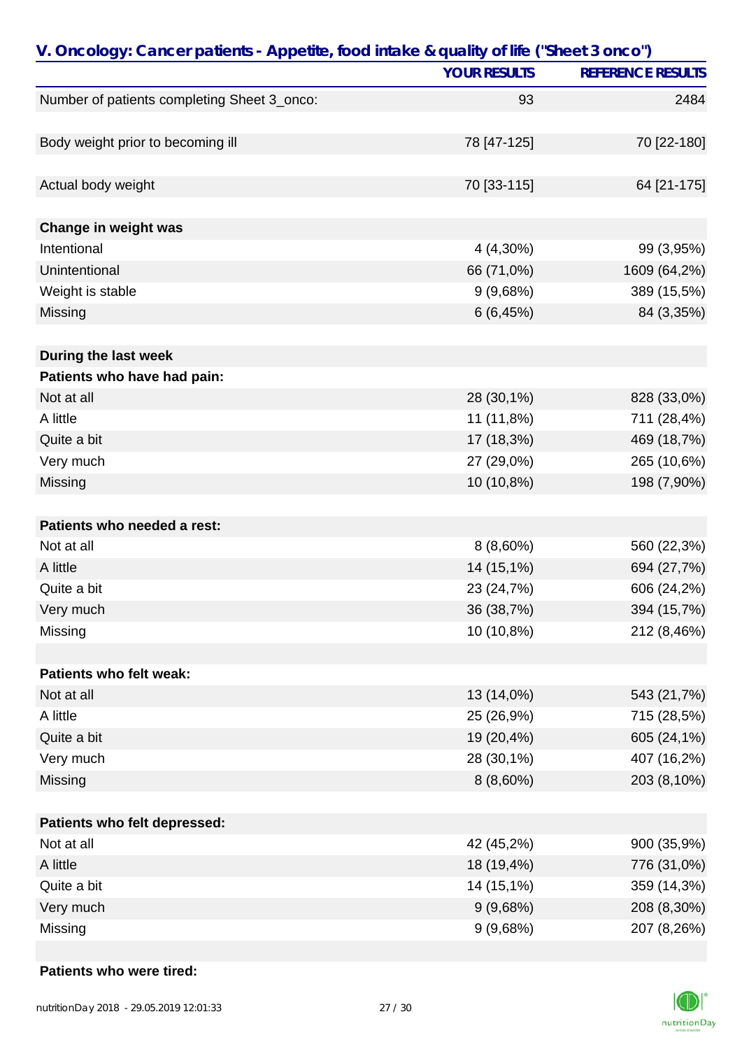## V. Oncology: Cancer patients - Appetite, food intake & quality of life ("Sheet 3 onco")

| | YOUR RESULTS | REFERENCE RESULTS |
|---|---|---|
| Number of patients completing Sheet 3_onco: | 93 | 2484 |
| | | |
| Body weight prior to becoming ill | 78 [47-125] | 70 [22-180] |
| | | |
| Actual body weight | 70 [33-115] | 64 [21-175] |
| | | |
| **Change in weight was** | | |
| Intentional | 4 (4,30%) | 99 (3,95%) |
| Unintentional | 66 (71,0%) | 1609 (64,2%) |
| Weight is stable | 9 (9,68%) | 389 (15,5%) |
| Missing | 6 (6,45%) | 84 (3,35%) |
| | | |
| **During the last week** | | |
| **Patients who have had pain:** | | |
| Not at all | 28 (30,1%) | 828 (33,0%) |
| A little | 11 (11,8%) | 711 (28,4%) |
| Quite a bit | 17 (18,3%) | 469 (18,7%) |
| Very much | 27 (29,0%) | 265 (10,6%) |
| Missing | 10 (10,8%) | 198 (7,90%) |
| | | |
| **Patients who needed a rest:** | | |
| Not at all | 8 (8,60%) | 560 (22,3%) |
| A little | 14 (15,1%) | 694 (27,7%) |
| Quite a bit | 23 (24,7%) | 606 (24,2%) |
| Very much | 36 (38,7%) | 394 (15,7%) |
| Missing | 10 (10,8%) | 212 (8,46%) |
| | | |
| **Patients who felt weak:** | | |
| Not at all | 13 (14,0%) | 543 (21,7%) |
| A little | 25 (26,9%) | 715 (28,5%) |
| Quite a bit | 19 (20,4%) | 605 (24,1%) |
| Very much | 28 (30,1%) | 407 (16,2%) |
| Missing | 8 (8,60%) | 203 (8,10%) |
| | | |
| **Patients who felt depressed:** | | |
| Not at all | 42 (45,2%) | 900 (35,9%) |
| A little | 18 (19,4%) | 776 (31,0%) |
| Quite a bit | 14 (15,1%) | 359 (14,3%) |
| Very much | 9 (9,68%) | 208 (8,30%) |
| Missing | 9 (9,68%) | 207 (8,26%) |
| | | |
| **Patients who were tired:** | | |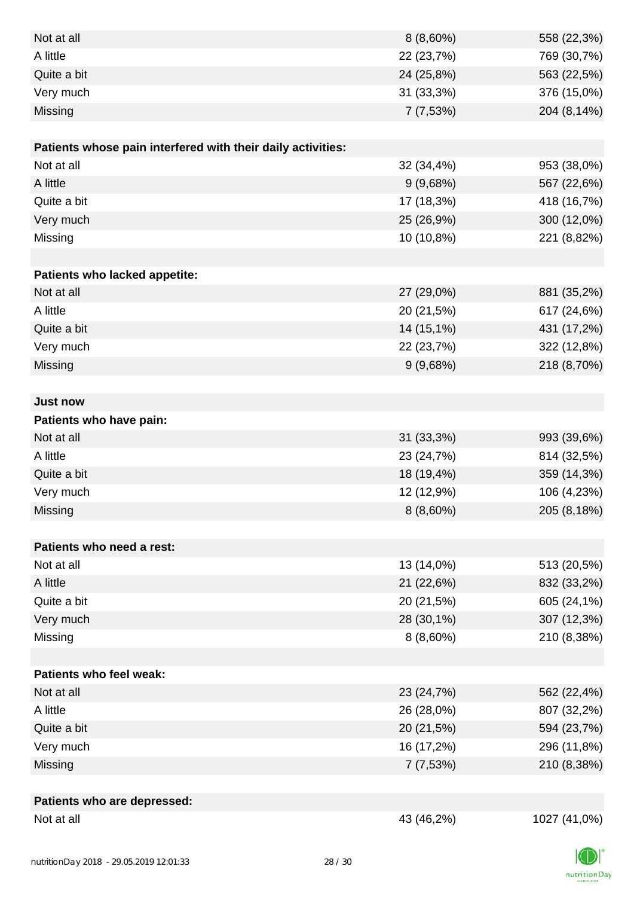| | | |
|---|---|---|
| Not at all | 8 (8,60%) | 558 (22,3%) |
| A little | 22 (23,7%) | 769 (30,7%) |
| Quite a bit | 24 (25,8%) | 563 (22,5%) |
| Very much | 31 (33,3%) | 376 (15,0%) |
| Missing | 7 (7,53%) | 204 (8,14%) |
| | | |
| **Patients whose pain interfered with their daily activities:** | | |
| Not at all | 32 (34,4%) | 953 (38,0%) |
| A little | 9 (9,68%) | 567 (22,6%) |
| Quite a bit | 17 (18,3%) | 418 (16,7%) |
| Very much | 25 (26,9%) | 300 (12,0%) |
| Missing | 10 (10,8%) | 221 (8,82%) |
| | | |
| **Patients who lacked appetite:** | | |
| Not at all | 27 (29,0%) | 881 (35,2%) |
| A little | 20 (21,5%) | 617 (24,6%) |
| Quite a bit | 14 (15,1%) | 431 (17,2%) |
| Very much | 22 (23,7%) | 322 (12,8%) |
| Missing | 9 (9,68%) | 218 (8,70%) |
| | | |
| **Just now** | | |
| **Patients who have pain:** | | |
| Not at all | 31 (33,3%) | 993 (39,6%) |
| A little | 23 (24,7%) | 814 (32,5%) |
| Quite a bit | 18 (19,4%) | 359 (14,3%) |
| Very much | 12 (12,9%) | 106 (4,23%) |
| Missing | 8 (8,60%) | 205 (8,18%) |
| | | |
| **Patients who need a rest:** | | |
| Not at all | 13 (14,0%) | 513 (20,5%) |
| A little | 21 (22,6%) | 832 (33,2%) |
| Quite a bit | 20 (21,5%) | 605 (24,1%) |
| Very much | 28 (30,1%) | 307 (12,3%) |
| Missing | 8 (8,60%) | 210 (8,38%) |
| | | |
| **Patients who feel weak:** | | |
| Not at all | 23 (24,7%) | 562 (22,4%) |
| A little | 26 (28,0%) | 807 (32,2%) |
| Quite a bit | 20 (21,5%) | 594 (23,7%) |
| Very much | 16 (17,2%) | 296 (11,8%) |
| Missing | 7 (7,53%) | 210 (8,38%) |
| | | |
| **Patients who are depressed:** | | |
| Not at all | 43 (46,2%) | 1027 (41,0%) |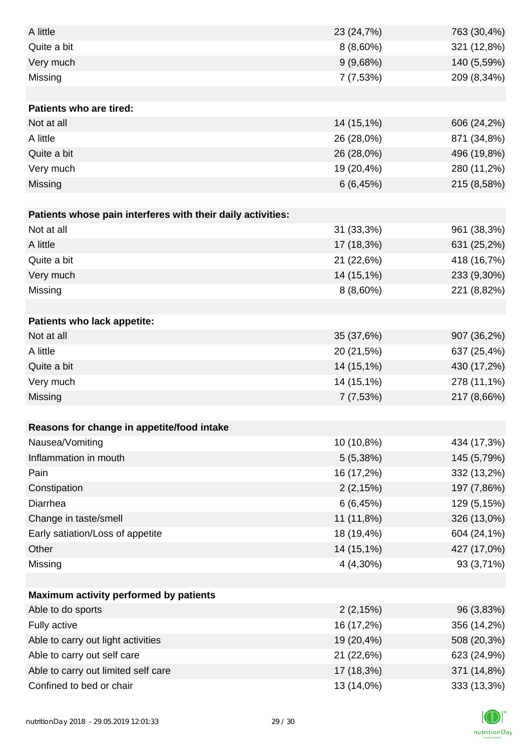| | | |
|---|---|---|
| A little | 23 (24,7%) | 763 (30,4%) |
| Quite a bit | 8 (8,60%) | 321 (12,8%) |
| Very much | 9 (9,68%) | 140 (5,59%) |
| Missing | 7 (7,53%) | 209 (8,34%) |
| | | |
| **Patients who are tired:** | | |
| Not at all | 14 (15,1%) | 606 (24,2%) |
| A little | 26 (28,0%) | 871 (34,8%) |
| Quite a bit | 26 (28,0%) | 496 (19,8%) |
| Very much | 19 (20,4%) | 280 (11,2%) |
| Missing | 6 (6,45%) | 215 (8,58%) |
| | | |
| **Patients whose pain interferes with their daily activities:** | | |
| Not at all | 31 (33,3%) | 961 (38,3%) |
| A little | 17 (18,3%) | 631 (25,2%) |
| Quite a bit | 21 (22,6%) | 418 (16,7%) |
| Very much | 14 (15,1%) | 233 (9,30%) |
| Missing | 8 (8,60%) | 221 (8,82%) |
| | | |
| **Patients who lack appetite:** | | |
| Not at all | 35 (37,6%) | 907 (36,2%) |
| A little | 20 (21,5%) | 637 (25,4%) |
| Quite a bit | 14 (15,1%) | 430 (17,2%) |
| Very much | 14 (15,1%) | 278 (11,1%) |
| Missing | 7 (7,53%) | 217 (8,66%) |
| | | |
| **Reasons for change in appetite/food intake** | | |
| Nausea/Vomiting | 10 (10,8%) | 434 (17,3%) |
| Inflammation in mouth | 5 (5,38%) | 145 (5,79%) |
| Pain | 16 (17,2%) | 332 (13,2%) |
| Constipation | 2 (2,15%) | 197 (7,86%) |
| Diarrhea | 6 (6,45%) | 129 (5,15%) |
| Change in taste/smell | 11 (11,8%) | 326 (13,0%) |
| Early satiation/Loss of appetite | 18 (19,4%) | 604 (24,1%) |
| Other | 14 (15,1%) | 427 (17,0%) |
| Missing | 4 (4,30%) | 93 (3,71%) |
| | | |
| **Maximum activity performed by patients** | | |
| Able to do sports | 2 (2,15%) | 96 (3,83%) |
| Fully active | 16 (17,2%) | 356 (14,2%) |
| Able to carry out light activities | 19 (20,4%) | 508 (20,3%) |
| Able to carry out self care | 21 (22,6%) | 623 (24,9%) |
| Able to carry out limited self care | 17 (18,3%) | 371 (14,8%) |
| Confined to bed or chair | 13 (14,0%) | 333 (13,3%) |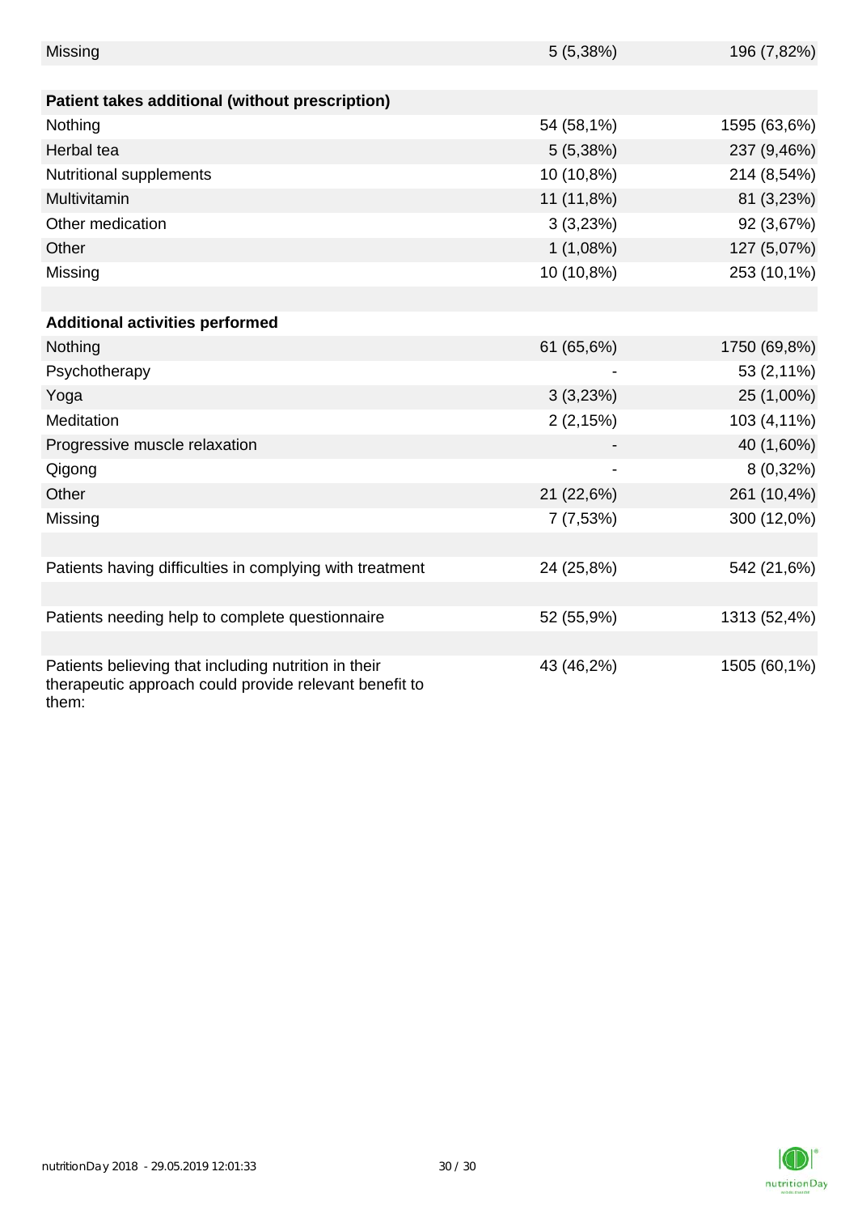| | | |
|---|---|---|
| Missing | 5 (5,38%) | 196 (7,82%) |
| | | |
| **Patient takes additional (without prescription)** | | |
| Nothing | 54 (58,1%) | 1595 (63,6%) |
| Herbal tea | 5 (5,38%) | 237 (9,46%) |
| Nutritional supplements | 10 (10,8%) | 214 (8,54%) |
| Multivitamin | 11 (11,8%) | 81 (3,23%) |
| Other medication | 3 (3,23%) | 92 (3,67%) |
| Other | 1 (1,08%) | 127 (5,07%) |
| Missing | 10 (10,8%) | 253 (10,1%) |
| | | |
| **Additional activities performed** | | |
| Nothing | 61 (65,6%) | 1750 (69,8%) |
| Psychotherapy | - | 53 (2,11%) |
| Yoga | 3 (3,23%) | 25 (1,00%) |
| Meditation | 2 (2,15%) | 103 (4,11%) |
| Progressive muscle relaxation | - | 40 (1,60%) |
| Qigong | - | 8 (0,32%) |
| Other | 21 (22,6%) | 261 (10,4%) |
| Missing | 7 (7,53%) | 300 (12,0%) |
| | | |
| Patients having difficulties in complying with treatment | 24 (25,8%) | 542 (21,6%) |
| | | |
| Patients needing help to complete questionnaire | 52 (55,9%) | 1313 (52,4%) |
| | | |
| Patients believing that including nutrition in their therapeutic approach could provide relevant benefit to them: | 43 (46,2%) | 1505 (60,1%) |